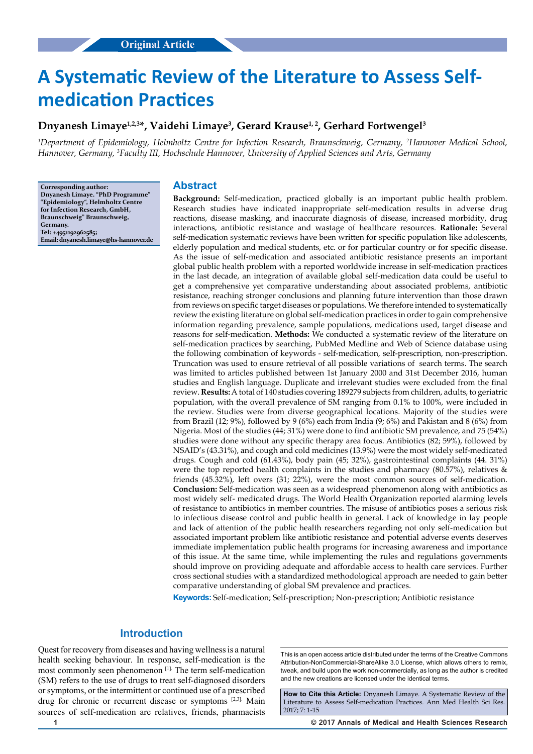Original Article

# A Systematic Review of the Literature to Assess Self-medication Practices

**Dnyanesh Limaye[1,2,3]*, Vaidehi Limaye[3], Gerard Krause[1,2], Gerhard Fortwengel[3]**

*[1]Department of Epidemiology, Helmholtz Centre for Infection Research, Braunschweig, Germany, [2]Hannover Medical School, Hannover, Germany, [3]Faculty III, Hochschule Hannover, University of Applied Sciences and Arts, Germany*

**Corresponding author: Dnyanesh Limaye. "PhD Programme" "Epidemiology", Helmholtz Centre for Infection Research, GmbH, Braunschweig" Braunschweig, Germany. Tel: +4951192962585; Email: dnyanesh.limaye@hs-hannover.de**

## Abstract

**Background:** Self-medication, practiced globally is an important public health problem. Research studies have indicated inappropriate self-medication results in adverse drug reactions, disease masking, and inaccurate diagnosis of disease, increased morbidity, drug interactions, antibiotic resistance and wastage of healthcare resources. **Rationale:** Several self-medication systematic reviews have been written for specific population like adolescents, elderly population and medical students, etc. or for particular country or for specific disease. As the issue of self-medication and associated antibiotic resistance presents an important global public health problem with a reported worldwide increase in self-medication practices in the last decade, an integration of available global self-medication data could be useful to get a comprehensive yet comparative understanding about associated problems, antibiotic resistance, reaching stronger conclusions and planning future intervention than those drawn from reviews on specific target diseases or populations. We therefore intended to systematically review the existing literature on global self-medication practices in order to gain comprehensive information regarding prevalence, sample populations, medications used, target disease and reasons for self-medication. **Methods:** We conducted a systematic review of the literature on self-medication practices by searching, PubMed Medline and Web of Science database using the following combination of keywords - self-medication, self-prescription, non-prescription. Truncation was used to ensure retrieval of all possible variations of search terms. The search was limited to articles published between 1st January 2000 and 31st December 2016, human studies and English language. Duplicate and irrelevant studies were excluded from the final review. **Results:** A total of 140 studies covering 189279 subjects from children, adults, to geriatric population, with the overall prevalence of SM ranging from 0.1% to 100%, were included in the review. Studies were from diverse geographical locations. Majority of the studies were from Brazil (12; 9%), followed by 9 (6%) each from India (9; 6%) and Pakistan and 8 (6%) from Nigeria. Most of the studies (44; 31%) were done to find antibiotic SM prevalence, and 75 (54%) studies were done without any specific therapy area focus. Antibiotics (82; 59%), followed by NSAID's (43.31%), and cough and cold medicines (13.9%) were the most widely self-medicated drugs. Cough and cold (61.43%), body pain (45; 32%), gastrointestinal complaints (44. 31%) were the top reported health complaints in the studies and pharmacy (80.57%), relatives & friends (45.32%), left overs (31; 22%), were the most common sources of self-medication. **Conclusion:** Self-medication was seen as a widespread phenomenon along with antibiotics as most widely self- medicated drugs. The World Health Organization reported alarming levels of resistance to antibiotics in member countries. The misuse of antibiotics poses a serious risk to infectious disease control and public health in general. Lack of knowledge in lay people and lack of attention of the public health researchers regarding not only self-medication but associated important problem like antibiotic resistance and potential adverse events deserves immediate implementation public health programs for increasing awareness and importance of this issue. At the same time, while implementing the rules and regulations governments should improve on providing adequate and affordable access to health care services. Further cross sectional studies with a standardized methodological approach are needed to gain better comparative understanding of global SM prevalence and practices.

**Keywords:** Self-medication; Self-prescription; Non-prescription; Antibiotic resistance

## Introduction

Quest for recovery from diseases and having wellness is a natural health seeking behaviour. In response, self-medication is the most commonly seen phenomenon [1]. The term self-medication (SM) refers to the use of drugs to treat self-diagnosed disorders or symptoms, or the intermittent or continued use of a prescribed drug for chronic or recurrent disease or symptoms [2,3]. Main sources of self-medication are relatives, friends, pharmacists

This is an open access article distributed under the terms of the Creative Commons Attribution-NonCommercial-ShareAlike 3.0 License, which allows others to remix, tweak, and build upon the work non-commercially, as long as the author is credited and the new creations are licensed under the identical terms.

**How to Cite this Article:** Dnyanesh Limaye. A Systematic Review of the Literature to Assess Self-medication Practices. Ann Med Health Sci Res. 2017; 7: 1-15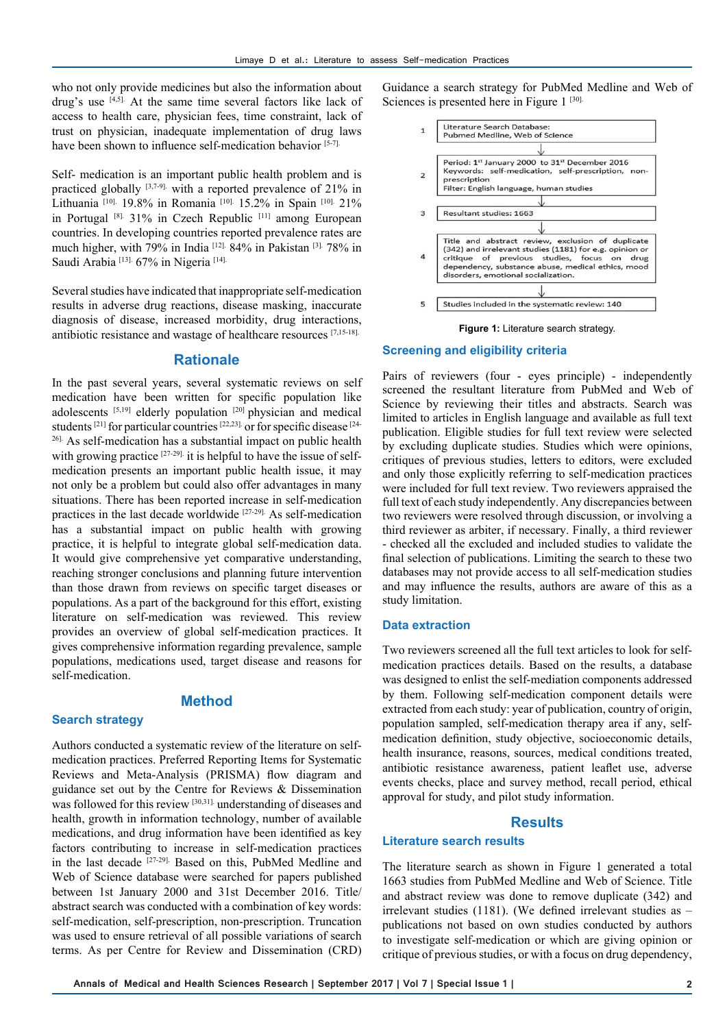who not only provide medicines but also the information about drug's use [4,5]. At the same time several factors like lack of access to health care, physician fees, time constraint, lack of trust on physician, inadequate implementation of drug laws have been shown to influence self-medication behavior [5-7].

Self- medication is an important public health problem and is practiced globally [3,7-9]. with a reported prevalence of 21% in Lithuania [10]. 19.8% in Romania [10]. 15.2% in Spain [10]. 21% in Portugal [8]. 31% in Czech Republic [11] among European countries. In developing countries reported prevalence rates are much higher, with 79% in India [12]. 84% in Pakistan [3]. 78% in Saudi Arabia [13]. 67% in Nigeria [14].

Several studies have indicated that inappropriate self-medication results in adverse drug reactions, disease masking, inaccurate diagnosis of disease, increased morbidity, drug interactions, antibiotic resistance and wastage of healthcare resources [7,15-18].

## Rationale

In the past several years, several systematic reviews on self medication have been written for specific population like adolescents [5,19] elderly population [20] physician and medical students [21] for particular countries [22,23]. or for specific disease [24-26]. As self-medication has a substantial impact on public health with growing practice [27-29]. it is helpful to have the issue of self-medication presents an important public health issue, it may not only be a problem but could also offer advantages in many situations. There has been reported increase in self-medication practices in the last decade worldwide [27-29]. As self-medication has a substantial impact on public health with growing practice, it is helpful to integrate global self-medication data. It would give comprehensive yet comparative understanding, reaching stronger conclusions and planning future intervention than those drawn from reviews on specific target diseases or populations. As a part of the background for this effort, existing literature on self-medication was reviewed. This review provides an overview of global self-medication practices. It gives comprehensive information regarding prevalence, sample populations, medications used, target disease and reasons for self-medication.

## Method

### Search strategy

Authors conducted a systematic review of the literature on self-medication practices. Preferred Reporting Items for Systematic Reviews and Meta-Analysis (PRISMA) flow diagram and guidance set out by the Centre for Reviews & Dissemination was followed for this review [30,31]. understanding of diseases and health, growth in information technology, number of available medications, and drug information have been identified as key factors contributing to increase in self-medication practices in the last decade [27-29]. Based on this, PubMed Medline and Web of Science database were searched for papers published between 1st January 2000 and 31st December 2016. Title/abstract search was conducted with a combination of key words: self-medication, self-prescription, non-prescription. Truncation was used to ensure retrieval of all possible variations of search terms. As per Centre for Review and Dissemination (CRD) Guidance a search strategy for PubMed Medline and Web of Sciences is presented here in Figure 1 [30].

| | |
|---|---|
| 1 | Literature Search Database: Pubmed Medline, Web of Science |
| 2 | Period: 1st January 2000 to 31st December 2016<br>Keywords: self-medication, self-prescription, non-prescription<br>Filter: English language, human studies |
| 3 | Resultant studies: 1663 |
| 4 | Title and abstract review, exclusion of duplicate (342) and irrelevant studies (1181) for e.g. opinion or critique of previous studies, focus on drug dependency, substance abuse, medical ethics, mood disorders, emotional socialization. |
| 5 | Studies included in the systematic review: 140 |

**Figure 1:** Literature search strategy.

### Screening and eligibility criteria

Pairs of reviewers (four - eyes principle) - independently screened the resultant literature from PubMed and Web of Science by reviewing their titles and abstracts. Search was limited to articles in English language and available as full text publication. Eligible studies for full text review were selected by excluding duplicate studies. Studies which were opinions, critiques of previous studies, letters to editors, were excluded and only those explicitly referring to self-medication practices were included for full text review. Two reviewers appraised the full text of each study independently. Any discrepancies between two reviewers were resolved through discussion, or involving a third reviewer as arbiter, if necessary. Finally, a third reviewer - checked all the excluded and included studies to validate the final selection of publications. Limiting the search to these two databases may not provide access to all self-medication studies and may influence the results, authors are aware of this as a study limitation.

### Data extraction

Two reviewers screened all the full text articles to look for self-medication practices details. Based on the results, a database was designed to enlist the self-mediation components addressed by them. Following self-medication component details were extracted from each study: year of publication, country of origin, population sampled, self-medication therapy area if any, self-medication definition, study objective, socioeconomic details, health insurance, reasons, sources, medical conditions treated, antibiotic resistance awareness, patient leaflet use, adverse events checks, place and survey method, recall period, ethical approval for study, and pilot study information.

## Results

### Literature search results

The literature search as shown in Figure 1 generated a total 1663 studies from PubMed Medline and Web of Science. Title and abstract review was done to remove duplicate (342) and irrelevant studies (1181). (We defined irrelevant studies as – publications not based on own studies conducted by authors to investigate self-medication or which are giving opinion or critique of previous studies, or with a focus on drug dependency,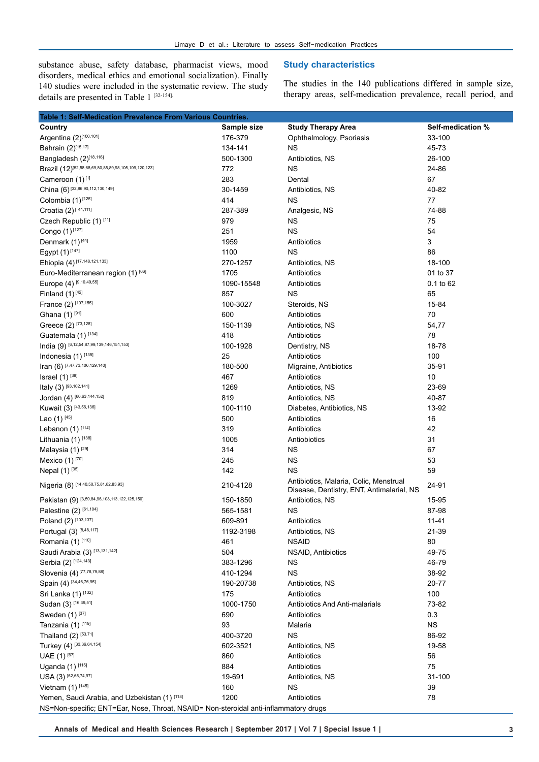substance abuse, safety database, pharmacist views, mood disorders, medical ethics and emotional socialization). Finally 140 studies were included in the systematic review. The study details are presented in Table 1 [32-154].

## Study characteristics

The studies in the 140 publications differed in sample size, therapy areas, self-medication prevalence, recall period, and

**Table 1: Self-Medication Prevalence From Various Countries.**

| Country | Sample size | Study Therapy Area | Self-medication % |
|---|---|---|---|
| Argentina (2)[100,101] | 176-379 | Ophthalmology, Psoriasis | 33-100 |
| Bahrain (2)[15,17] | 134-141 | NS | 45-73 |
| Bangladesh (2)[18,116] | 500-1300 | Antibiotics, NS | 26-100 |
| Brazil (12)[52,58,68,69,80,85,89,98,105,109,120,123] | 772 | NS | 24-86 |
| Cameroon (1) [1] | 283 | Dental | 67 |
| China (6) [32,86,90,112,130,149] | 30-1459 | Antibiotics, NS | 40-82 |
| Colombia (1) [125] | 414 | NS | 77 |
| Croatia (2) [ 41,111] | 287-389 | Analgesic, NS | 74-88 |
| Czech Republic (1) [11] | 979 | NS | 75 |
| Congo (1) [127] | 251 | NS | 54 |
| Denmark (1) [44] | 1959 | Antibiotics | 3 |
| Egypt (1) [147] | 1100 | NS | 86 |
| Ehiopia (4) [17,148,121,133] | 270-1257 | Antibiotics, NS | 18-100 |
| Euro-Mediterranean region (1) [66] | 1705 | Antibiotics | 01 to 37 |
| Europe (4) [9,10,49,55] | 1090-15548 | Antibiotics | 0.1 to 62 |
| Finland (1) [42] | 857 | NS | 65 |
| France (2) [107,155] | 100-3027 | Steroids, NS | 15-84 |
| Ghana (1) [91] | 600 | Antibiotics | 70 |
| Greece (2) [73,128] | 150-1139 | Antibiotics, NS | 54,77 |
| Guatemala (1) [134] | 418 | Antibiotics | 78 |
| India (9) [6,12,54,87,99,139,146,151,153] | 100-1928 | Dentistry, NS | 18-78 |
| Indonesia (1) [135] | 25 | Antibiotics | 100 |
| Iran (6) [7,47,73,106,129,140] | 180-500 | Migraine, Antibiotics | 35-91 |
| Israel (1) [38] | 467 | Antibiotics | 10 |
| Italy (3) [93,102,141] | 1269 | Antibiotics, NS | 23-69 |
| Jordan (4) [60,63,144,152] | 819 | Antibiotics, NS | 40-87 |
| Kuwait (3) [43,56,136] | 100-1110 | Diabetes, Antibiotics, NS | 13-92 |
| Lao (1) [45] | 500 | Antibiotics | 16 |
| Lebanon (1) [114] | 319 | Antibiotics | 42 |
| Lithuania (1) [138] | 1005 | Antiobiotics | 31 |
| Malaysia (1) [29] | 314 | NS | 67 |
| Mexico (1) [70] | 245 | NS | 53 |
| Nepal (1) [35] | 142 | NS | 59 |
| Nigeria (8) [14,40,50,75,81,82,83,93] | 210-4128 | Antibiotics, Malaria, Colic, Menstrual Disease, Dentistry, ENT, Antimalarial, NS | 24-91 |
| Pakistan (9) [3,59,84,96,108,113,122,125,150] | 150-1850 | Antibiotics, NS | 15-95 |
| Palestine (2) [61,104] | 565-1581 | NS | 87-98 |
| Poland (2) [103,137] | 609-891 | Antibiotics | 11-41 |
| Portugal (3) [8,48,117] | 1192-3198 | Antibiotics, NS | 21-39 |
| Romania (1) [110] | 461 | NSAID | 80 |
| Saudi Arabia (3) [13,131,142] | 504 | NSAID, Antibiotics | 49-75 |
| Serbia (2) [124,143] | 383-1296 | NS | 46-79 |
| Slovenia (4) [77,78,79,88] | 410-1294 | NS | 38-92 |
| Spain (4) [34,46,76,95] | 190-20738 | Antibiotics, NS | 20-77 |
| Sri Lanka (1) [132] | 175 | Antibiotics | 100 |
| Sudan (3) [16,39,51] | 1000-1750 | Antibiotics And Anti-malarials | 73-82 |
| Sweden (1) [37] | 690 | Antibiotics | 0.3 |
| Tanzania (1) [119] | 93 | Malaria | NS |
| Thailand (2) [53,71] | 400-3720 | NS | 86-92 |
| Turkey (4) [33,36,64,154] | 602-3521 | Antibiotics, NS | 19-58 |
| UAE (1) [67] | 860 | Antibiotics | 56 |
| Uganda (1) [115] | 884 | Antibiotics | 75 |
| USA (3) [62,65,74,97] | 19-691 | Antibiotics, NS | 31-100 |
| Vietnam (1) [145] | 160 | NS | 39 |
| Yemen, Saudi Arabia, and Uzbekistan (1) [118] | 1200 | Antibiotics | 78 |

NS=Non-specific; ENT=Ear, Nose, Throat, NSAID= Non-steroidal anti-inflammatory drugs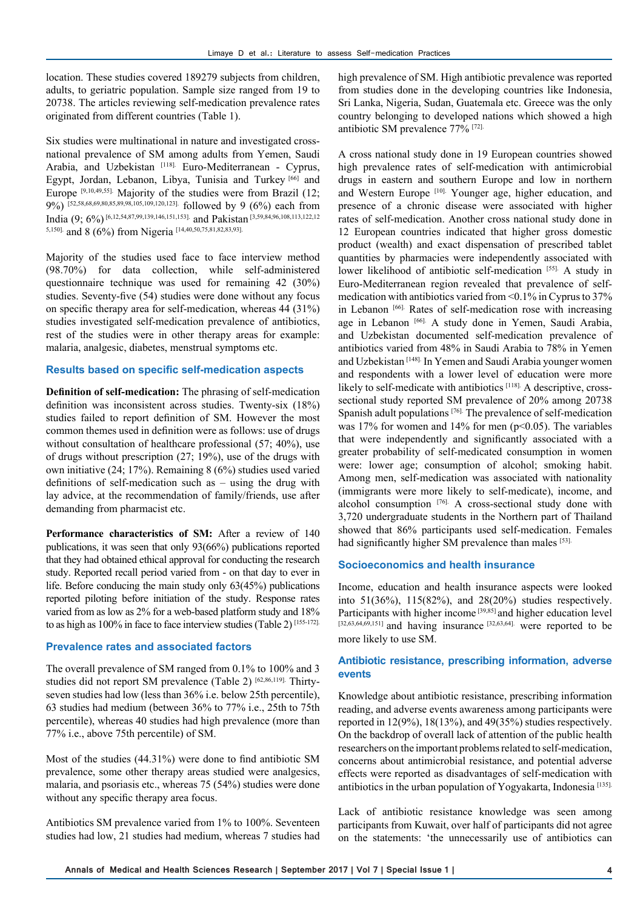location. These studies covered 189279 subjects from children, adults, to geriatric population. Sample size ranged from 19 to 20738. The articles reviewing self-medication prevalence rates originated from different countries (Table 1).

Six studies were multinational in nature and investigated cross-national prevalence of SM among adults from Yemen, Saudi Arabia, and Uzbekistan [118]. Euro-Mediterranean - Cyprus, Egypt, Jordan, Lebanon, Libya, Tunisia and Turkey [66] and Europe [9,10,49,55]. Majority of the studies were from Brazil (12; 9%) [52,58,68,69,80,85,89,98,105,109,120,123]. followed by 9 (6%) each from India (9; 6%) [6,12,54,87,99,139,146,151,153]. and Pakistan [3,59,84,96,108,113,122,125,150]. and 8 (6%) from Nigeria [14,40,50,75,81,82,83,93].

Majority of the studies used face to face interview method (98.70%) for data collection, while self-administered questionnaire technique was used for remaining 42 (30%) studies. Seventy-five (54) studies were done without any focus on specific therapy area for self-medication, whereas 44 (31%) studies investigated self-medication prevalence of antibiotics, rest of the studies were in other therapy areas for example: malaria, analgesic, diabetes, menstrual symptoms etc.

## Results based on specific self-medication aspects

**Definition of self-medication:** The phrasing of self-medication definition was inconsistent across studies. Twenty-six (18%) studies failed to report definition of SM. However the most common themes used in definition were as follows: use of drugs without consultation of healthcare professional (57; 40%), use of drugs without prescription (27; 19%), use of the drugs with own initiative (24; 17%). Remaining 8 (6%) studies used varied definitions of self-medication such as – using the drug with lay advice, at the recommendation of family/friends, use after demanding from pharmacist etc.

**Performance characteristics of SM:** After a review of 140 publications, it was seen that only 93(66%) publications reported that they had obtained ethical approval for conducting the research study. Reported recall period varied from - on that day to ever in life. Before conducing the main study only 63(45%) publications reported piloting before initiation of the study. Response rates varied from as low as 2% for a web-based platform study and 18% to as high as 100% in face to face interview studies (Table 2) [155-172].

## Prevalence rates and associated factors

The overall prevalence of SM ranged from 0.1% to 100% and 3 studies did not report SM prevalence (Table 2) [62,86,119]. Thirty-seven studies had low (less than 36% i.e. below 25th percentile), 63 studies had medium (between 36% to 77% i.e., 25th to 75th percentile), whereas 40 studies had high prevalence (more than 77% i.e., above 75th percentile) of SM.

Most of the studies (44.31%) were done to find antibiotic SM prevalence, some other therapy areas studied were analgesics, malaria, and psoriasis etc., whereas 75 (54%) studies were done without any specific therapy area focus.

Antibiotics SM prevalence varied from 1% to 100%. Seventeen studies had low, 21 studies had medium, whereas 7 studies had high prevalence of SM. High antibiotic prevalence was reported from studies done in the developing countries like Indonesia, Sri Lanka, Nigeria, Sudan, Guatemala etc. Greece was the only country belonging to developed nations which showed a high antibiotic SM prevalence 77% [72].

A cross national study done in 19 European countries showed high prevalence rates of self-medication with antimicrobial drugs in eastern and southern Europe and low in northern and Western Europe [10]. Younger age, higher education, and presence of a chronic disease were associated with higher rates of self-medication. Another cross national study done in 12 European countries indicated that higher gross domestic product (wealth) and exact dispensation of prescribed tablet quantities by pharmacies were independently associated with lower likelihood of antibiotic self-medication [55]. A study in Euro-Mediterranean region revealed that prevalence of self-medication with antibiotics varied from <0.1% in Cyprus to 37% in Lebanon [66]. Rates of self-medication rose with increasing age in Lebanon [66]. A study done in Yemen, Saudi Arabia, and Uzbekistan documented self-medication prevalence of antibiotics varied from 48% in Saudi Arabia to 78% in Yemen and Uzbekistan [148]. In Yemen and Saudi Arabia younger women and respondents with a lower level of education were more likely to self-medicate with antibiotics [118]. A descriptive, cross-sectional study reported SM prevalence of 20% among 20738 Spanish adult populations [76]. The prevalence of self-medication was 17% for women and 14% for men ($p<0.05$). The variables that were independently and significantly associated with a greater probability of self-medicated consumption in women were: lower age; consumption of alcohol; smoking habit. Among men, self-medication was associated with nationality (immigrants were more likely to self-medicate), income, and alcohol consumption [76]. A cross-sectional study done with 3,720 undergraduate students in the Northern part of Thailand showed that 86% participants used self-medication. Females had significantly higher SM prevalence than males [53].

## Socioeconomics and health insurance

Income, education and health insurance aspects were looked into 51(36%), 115(82%), and 28(20%) studies respectively. Participants with higher income [39,85] and higher education level [32,63,64,69,151] and having insurance [32,63,64]. were reported to be more likely to use SM.

## Antibiotic resistance, prescribing information, adverse events

Knowledge about antibiotic resistance, prescribing information reading, and adverse events awareness among participants were reported in 12(9%), 18(13%), and 49(35%) studies respectively. On the backdrop of overall lack of attention of the public health researchers on the important problems related to self-medication, concerns about antimicrobial resistance, and potential adverse effects were reported as disadvantages of self-medication with antibiotics in the urban population of Yogyakarta, Indonesia [135].

Lack of antibiotic resistance knowledge was seen among participants from Kuwait, over half of participants did not agree on the statements: 'the unnecessarily use of antibiotics can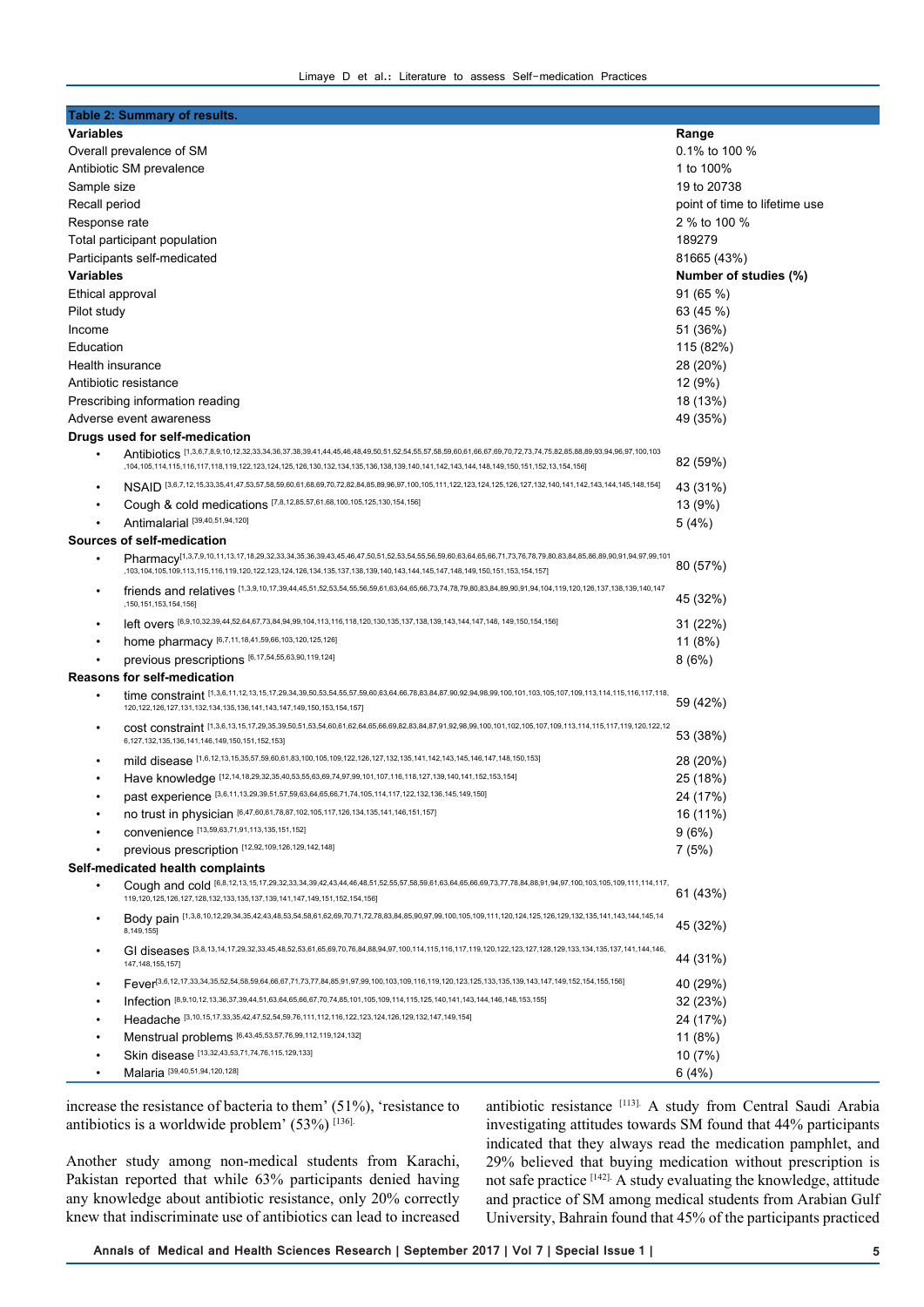**Table 2: Summary of results.**

| Variables | Range |
|---|---|
| Overall prevalence of SM | 0.1% to 100 % |
| Antibiotic SM prevalence | 1 to 100% |
| Sample size | 19 to 20738 |
| Recall period | point of time to lifetime use |
| Response rate | 2 % to 100 % |
| Total participant population | 189279 |
| Participants self-medicated | 81665 (43%) |
| **Variables** | **Number of studies (%)** |
| Ethical approval | 91 (65 %) |
| Pilot study | 63 (45 %) |
| Income | 51 (36%) |
| Education | 115 (82%) |
| Health insurance | 28 (20%) |
| Antibiotic resistance | 12 (9%) |
| Prescribing information reading | 18 (13%) |
| Adverse event awareness | 49 (35%) |
| **Drugs used for self-medication** | |
| • Antibiotics [1,3,6,7,8,9,10,12,32,33,34,36,37,38,39,41,44,45,46,48,49,50,51,52,54,55,57,58,59,60,61,66,67,69,70,72,73,74,75,82,85,88,89,93,94,96,97,100,103,104,105,114,115,116,117,118,119,122,123,124,125,126,130,132,134,135,136,138,139,140,141,142,143,144,148,149,150,151,152,13,154,156] | 82 (59%) |
| • NSAID [3,6,7,12,15,33,35,41,47,53,57,58,59,60,61,68,69,70,72,82,84,85,89,96,97,100,105,111,122,123,124,125,126,127,132,140,141,142,143,144,145,148,154] | 43 (31%) |
| • Cough & cold medications [7,8,12,85,57,61,68,100,105,125,130,154,156] | 13 (9%) |
| • Antimalarial [39,40,51,94,120] | 5 (4%) |
| **Sources of self-medication** | |
| • Pharmacy [1,3,7,9,10,11,13,17,18,29,32,33,34,35,36,39,43,45,46,47,50,51,52,53,54,55,56,59,60,63,64,65,66,71,73,76,78,79,80,83,84,85,86,89,90,91,94,97,99,101,103,104,105,109,113,115,116,119,120,122,123,124,126,134,135,137,138,139,140,143,144,145,147,148,149,150,151,153,154,157] | 80 (57%) |
| • friends and relatives [1,3,9,10,17,39,44,45,51,52,53,54,55,56,59,61,63,64,65,66,73,74,78,79,80,83,84,89,90,91,94,104,119,120,126,137,138,139,140,147,150,151,153,154,156] | 45 (32%) |
| • left overs [6,9,10,32,39,44,52,64,67,73,84,94,99,104,113,116,118,120,130,135,137,138,139,143,144,147,148, 149,150,154,156] | 31 (22%) |
| • home pharmacy [6,7,11,18,41,59,66,103,120,125,126] | 11 (8%) |
| • previous prescriptions [6,17,54,55,63,90,119,124] | 8 (6%) |
| **Reasons for self-medication** | |
| • time constraint [1,3,6,11,12,13,15,17,29,34,39,50,53,54,55,57,59,60,63,64,66,78,83,84,87,90,92,94,98,99,100,101,103,105,107,109,113,114,115,116,117,118,120,122,126,127,131,132,134,135,136,141,143,147,149,150,153,154,157] | 59 (42%) |
| • cost constraint [1,3,6,13,15,17,29,35,39,50,51,53,54,60,61,62,64,65,66,69,82,83,84,87,91,92,98,99,100,101,102,105,107,109,113,114,115,117,119,120,122,126,127,132,135,136,141,146,149,150,151,152,153] | 53 (38%) |
| • mild disease [1,6,12,13,15,35,57,59,60,61,83,100,105,109,122,126,127,132,135,141,142,143,145,146,147,148,150,153] | 28 (20%) |
| • Have knowledge [12,14,18,29,32,35,40,53,55,63,69,74,97,99,101,107,116,118,127,139,140,141,152,153,154] | 25 (18%) |
| • past experience [3,6,11,13,29,39,51,57,59,63,64,65,66,71,74,105,114,117,122,132,136,145,149,150] | 24 (17%) |
| • no trust in physician [6,47,60,61,78,87,102,105,117,126,134,135,141,146,151,157] | 16 (11%) |
| • convenience [13,59,63,71,91,113,135,151,152] | 9 (6%) |
| • previous prescription [12,92,109,126,129,142,148] | 7 (5%) |
| **Self-medicated health complaints** | |
| • Cough and cold [6,8,12,13,15,17,29,32,33,34,39,42,43,44,46,48,51,52,55,57,58,59,61,63,64,65,66,69,73,77,78,84,88,91,94,97,100,103,105,109,111,114,117,119,120,125,126,127,128,132,133,135,137,139,141,147,149,151,152,154,156] | 61 (43%) |
| • Body pain [1,3,8,10,12,29,34,35,42,43,48,53,54,58,61,62,69,70,71,72,78,83,84,85,90,97,99,100,105,109,111,120,124,125,126,129,132,135,141,143,144,145,148,149,155] | 45 (32%) |
| • GI diseases [3,8,13,14,17,29,32,33,45,48,52,53,61,65,69,70,76,84,88,94,97,100,114,115,116,117,119,120,122,123,127,128,129,133,134,135,137,141,144,146,147,148,155,157] | 44 (31%) |
| • Fever [3,6,12,17,33,34,35,52,54,58,59,64,66,67,71,73,77,84,85,91,97,99,100,103,109,116,119,120,123,125,133,135,139,143,147,149,152,154,155,156] | 40 (29%) |
| • Infection [8,9,10,12,13,36,37,39,44,51,63,64,65,66,67,70,74,85,101,105,109,114,115,125,140,141,143,144,146,148,153,155] | 32 (23%) |
| • Headache [3,10,15,17,33,42,47,52,54,59,76,111,112,116,122,123,124,126,129,132,147,149,154] | 24 (17%) |
| • Menstrual problems [6,43,45,53,57,76,99,112,119,124,132] | 11 (8%) |
| • Skin disease [13,32,43,53,71,74,76,115,129,133] | 10 (7%) |
| • Malaria [39,40,51,94,120,128] | 6 (4%) |

increase the resistance of bacteria to them' (51%), 'resistance to antibiotics is a worldwide problem' (53%) [136].

Another study among non-medical students from Karachi, Pakistan reported that while 63% participants denied having any knowledge about antibiotic resistance, only 20% correctly knew that indiscriminate use of antibiotics can lead to increased antibiotic resistance [113]. A study from Central Saudi Arabia investigating attitudes towards SM found that 44% participants indicated that they always read the medication pamphlet, and 29% believed that buying medication without prescription is not safe practice [142]. A study evaluating the knowledge, attitude and practice of SM among medical students from Arabian Gulf University, Bahrain found that 45% of the participants practiced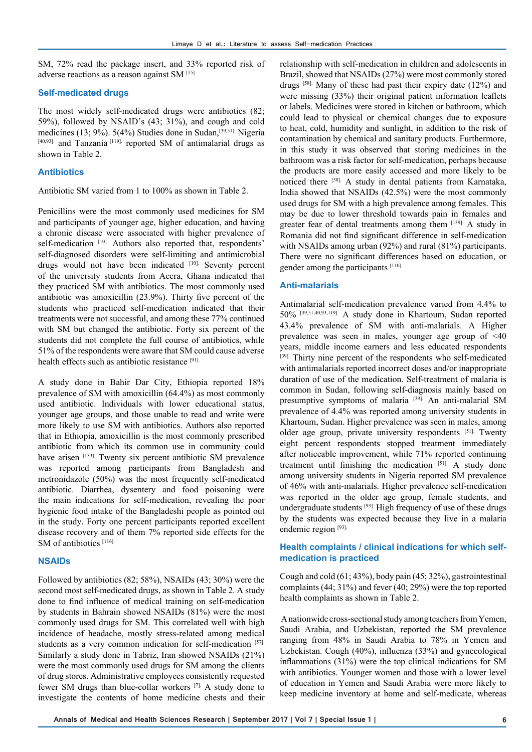SM, 72% read the package insert, and 33% reported risk of adverse reactions as a reason against SM [15].

## Self-medicated drugs

The most widely self-medicated drugs were antibiotics (82; 59%), followed by NSAID's (43; 31%), and cough and cold medicines (13; 9%). 5(4%) Studies done in Sudan,[39,51] Nigeria [40,93] and Tanzania [119] reported SM of antimalarial drugs as shown in Table 2.

## Antibiotics

Antibiotic SM varied from 1 to 100% as shown in Table 2.

Penicillins were the most commonly used medicines for SM and participants of younger age, higher education, and having a chronic disease were associated with higher prevalence of self-medication [10]. Authors also reported that, respondents' self-diagnosed disorders were self-limiting and antimicrobial drugs would not have been indicated [10]. Seventy percent of the university students from Accra, Ghana indicated that they practiced SM with antibiotics. The most commonly used antibiotic was amoxicillin (23.9%). Thirty five percent of the students who practiced self-medication indicated that their treatments were not successful, and among these 77% continued with SM but changed the antibiotic. Forty six percent of the students did not complete the full course of antibiotics, while 51% of the respondents were aware that SM could cause adverse health effects such as antibiotic resistance [91].

A study done in Bahir Dar City, Ethiopia reported 18% prevalence of SM with amoxicillin (64.4%) as most commonly used antibiotic. Individuals with lower educational status, younger age groups, and those unable to read and write were more likely to use SM with antibiotics. Authors also reported that in Ethiopia, amoxicillin is the most commonly prescribed antibiotic from which its common use in community could have arisen [133]. Twenty six percent antibiotic SM prevalence was reported among participants from Bangladesh and metronidazole (50%) was the most frequently self-medicated antibiotic. Diarrhea, dysentery and food poisoning were the main indications for self-medication, revealing the poor hygienic food intake of the Bangladeshi people as pointed out in the study. Forty one percent participants reported excellent disease recovery and of them 7% reported side effects for the SM of antibiotics [116].

## NSAIDs

Followed by antibiotics (82; 58%), NSAIDs (43; 30%) were the second most self-medicated drugs, as shown in Table 2. A study done to find influence of medical training on self-medication by students in Bahrain showed NSAIDs (81%) were the most commonly used drugs for SM. This correlated well with high incidence of headache, mostly stress-related among medical students as a very common indication for self-medication [57]. Similarly a study done in Tabriz, Iran showed NSAIDs (21%) were the most commonly used drugs for SM among the clients of drug stores. Administrative employees consistently requested fewer SM drugs than blue-collar workers [7]. A study done to investigate the contents of home medicine chests and their relationship with self-medication in children and adolescents in Brazil, showed that NSAIDs (27%) were most commonly stored drugs [58]. Many of these had past their expiry date (12%) and were missing (33%) their original patient information leaflets or labels. Medicines were stored in kitchen or bathroom, which could lead to physical or chemical changes due to exposure to heat, cold, humidity and sunlight, in addition to the risk of contamination by chemical and sanitary products. Furthermore, in this study it was observed that storing medicines in the bathroom was a risk factor for self-medication, perhaps because the products are more easily accessed and more likely to be noticed there [58]. A study in dental patients from Karnataka, India showed that NSAIDs (42.5%) were the most commonly used drugs for SM with a high prevalence among females. This may be due to lower threshold towards pain in females and greater fear of dental treatments among them [139]. A study in Romania did not find significant difference in self-medication with NSAIDs among urban (92%) and rural (81%) participants. There were no significant differences based on education, or gender among the participants [110].

## Anti-malarials

Antimalarial self-medication prevalence varied from 4.4% to 50% [39,51,40,93,119]. A study done in Khartoum, Sudan reported 43.4% prevalence of SM with anti-malarials. A Higher prevalence was seen in males, younger age group of <40 years, middle income earners and less educated respondents [39]. Thirty nine percent of the respondents who self-medicated with antimalarials reported incorrect doses and/or inappropriate duration of use of the medication. Self-treatment of malaria is common in Sudan, following self-diagnosis mainly based on presumptive symptoms of malaria [39]. An anti-malarial SM prevalence of 4.4% was reported among university students in Khartoum, Sudan. Higher prevalence was seen in males, among older age group, private university respondents [51]. Twenty eight percent respondents stopped treatment immediately after noticeable improvement, while 71% reported continuing treatment until finishing the medication [51]. A study done among university students in Nigeria reported SM prevalence of 46% with anti-malarials. Higher prevalence self-medication was reported in the older age group, female students, and undergraduate students [93]. High frequency of use of these drugs by the students was expected because they live in a malaria endemic region [93].

## Health complaints / clinical indications for which self-medication is practiced

Cough and cold (61; 43%), body pain (45; 32%), gastrointestinal complaints (44; 31%) and fever (40; 29%) were the top reported health complaints as shown in Table 2.

A nationwide cross-sectional study among teachers from Yemen, Saudi Arabia, and Uzbekistan, reported the SM prevalence ranging from 48% in Saudi Arabia to 78% in Yemen and Uzbekistan. Cough (40%), influenza (33%) and gynecological inflammations (31%) were the top clinical indications for SM with antibiotics. Younger women and those with a lower level of education in Yemen and Saudi Arabia were more likely to keep medicine inventory at home and self-medicate, whereas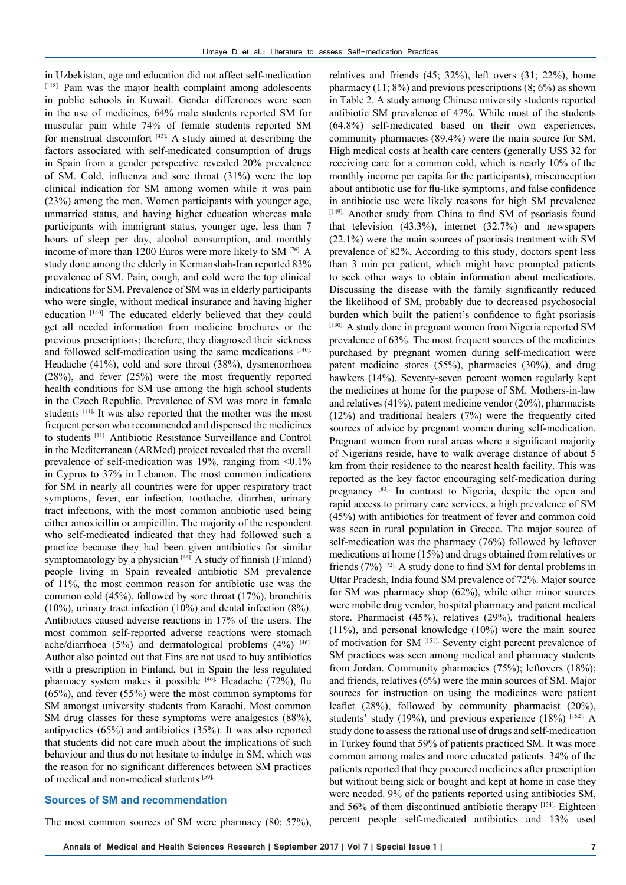in Uzbekistan, age and education did not affect self-medication [118]. Pain was the major health complaint among adolescents in public schools in Kuwait. Gender differences were seen in the use of medicines, 64% male students reported SM for muscular pain while 74% of female students reported SM for menstrual discomfort [43]. A study aimed at describing the factors associated with self-medicated consumption of drugs in Spain from a gender perspective revealed 20% prevalence of SM. Cold, influenza and sore throat (31%) were the top clinical indication for SM among women while it was pain (23%) among the men. Women participants with younger age, unmarried status, and having higher education whereas male participants with immigrant status, younger age, less than 7 hours of sleep per day, alcohol consumption, and monthly income of more than 1200 Euros were more likely to SM [76]. A study done among the elderly in Kermanshah-Iran reported 83% prevalence of SM. Pain, cough, and cold were the top clinical indications for SM. Prevalence of SM was in elderly participants who were single, without medical insurance and having higher education [140]. The educated elderly believed that they could get all needed information from medicine brochures or the previous prescriptions; therefore, they diagnosed their sickness and followed self-medication using the same medications [140]. Headache (41%), cold and sore throat (38%), dysmenorrhoea (28%), and fever (25%) were the most frequently reported health conditions for SM use among the high school students in the Czech Republic. Prevalence of SM was more in female students [11]. It was also reported that the mother was the most frequent person who recommended and dispensed the medicines to students [11]. Antibiotic Resistance Surveillance and Control in the Mediterranean (ARMed) project revealed that the overall prevalence of self-medication was 19%, ranging from <0.1% in Cyprus to 37% in Lebanon. The most common indications for SM in nearly all countries were for upper respiratory tract symptoms, fever, ear infection, toothache, diarrhea, urinary tract infections, with the most common antibiotic used being either amoxicillin or ampicillin. The majority of the respondent who self-medicated indicated that they had followed such a practice because they had been given antibiotics for similar symptomatology by a physician [66]. A study of finnish (Finland) people living in Spain revealed antibiotic SM prevalence of 11%, the most common reason for antibiotic use was the common cold (45%), followed by sore throat (17%), bronchitis (10%), urinary tract infection (10%) and dental infection (8%). Antibiotics caused adverse reactions in 17% of the users. The most common self-reported adverse reactions were stomach ache/diarrhoea (5%) and dermatological problems (4%) [46]. Author also pointed out that Fins are not used to buy antibiotics with a prescription in Finland, but in Spain the less regulated pharmacy system makes it possible [46]. Headache (72%), flu (65%), and fever (55%) were the most common symptoms for SM amongst university students from Karachi. Most common SM drug classes for these symptoms were analgesics (88%), antipyretics (65%) and antibiotics (35%). It was also reported that students did not care much about the implications of such behaviour and thus do not hesitate to indulge in SM, which was the reason for no significant differences between SM practices of medical and non-medical students [59].

### Sources of SM and recommendation

The most common sources of SM were pharmacy (80; 57%), relatives and friends (45; 32%), left overs (31; 22%), home pharmacy (11; 8%) and previous prescriptions (8; 6%) as shown in Table 2. A study among Chinese university students reported antibiotic SM prevalence of 47%. While most of the students (64.8%) self-medicated based on their own experiences, community pharmacies (89.4%) were the main source for SM. High medical costs at health care centers (generally US$ 32 for receiving care for a common cold, which is nearly 10% of the monthly income per capita for the participants), misconception about antibiotic use for flu-like symptoms, and false confidence in antibiotic use were likely reasons for high SM prevalence [149]. Another study from China to find SM of psoriasis found that television (43.3%), internet (32.7%) and newspapers (22.1%) were the main sources of psoriasis treatment with SM prevalence of 82%. According to this study, doctors spent less than 3 min per patient, which might have prompted patients to seek other ways to obtain information about medications. Discussing the disease with the family significantly reduced the likelihood of SM, probably due to decreased psychosocial burden which built the patient's confidence to fight psoriasis [130]. A study done in pregnant women from Nigeria reported SM prevalence of 63%. The most frequent sources of the medicines purchased by pregnant women during self-medication were patent medicine stores (55%), pharmacies (30%), and drug hawkers (14%). Seventy-seven percent women regularly kept the medicines at home for the purpose of SM. Mothers-in-law and relatives (41%), patent medicine vendor (20%), pharmacists (12%) and traditional healers (7%) were the frequently cited sources of advice by pregnant women during self-medication. Pregnant women from rural areas where a significant majority of Nigerians reside, have to walk average distance of about 5 km from their residence to the nearest health facility. This was reported as the key factor encouraging self-medication during pregnancy [83]. In contrast to Nigeria, despite the open and rapid access to primary care services, a high prevalence of SM (45%) with antibiotics for treatment of fever and common cold was seen in rural population in Greece. The major source of self-medication was the pharmacy (76%) followed by leftover medications at home (15%) and drugs obtained from relatives or friends (7%) [72]. A study done to find SM for dental problems in Uttar Pradesh, India found SM prevalence of 72%. Major source for SM was pharmacy shop (62%), while other minor sources were mobile drug vendor, hospital pharmacy and patent medical store. Pharmacist (45%), relatives (29%), traditional healers (11%), and personal knowledge (10%) were the main source of motivation for SM [151]. Seventy eight percent prevalence of SM practices was seen among medical and pharmacy students from Jordan. Community pharmacies (75%); leftovers (18%); and friends, relatives (6%) were the main sources of SM. Major sources for instruction on using the medicines were patient leaflet (28%), followed by community pharmacist (20%), students' study (19%), and previous experience (18%) [152]. A study done to assess the rational use of drugs and self-medication in Turkey found that 59% of patients practiced SM. It was more common among males and more educated patients. 34% of the patients reported that they procured medicines after prescription but without being sick or bought and kept at home in case they were needed. 9% of the patients reported using antibiotics SM, and 56% of them discontinued antibiotic therapy [154]. Eighteen percent people self-medicated antibiotics and 13% used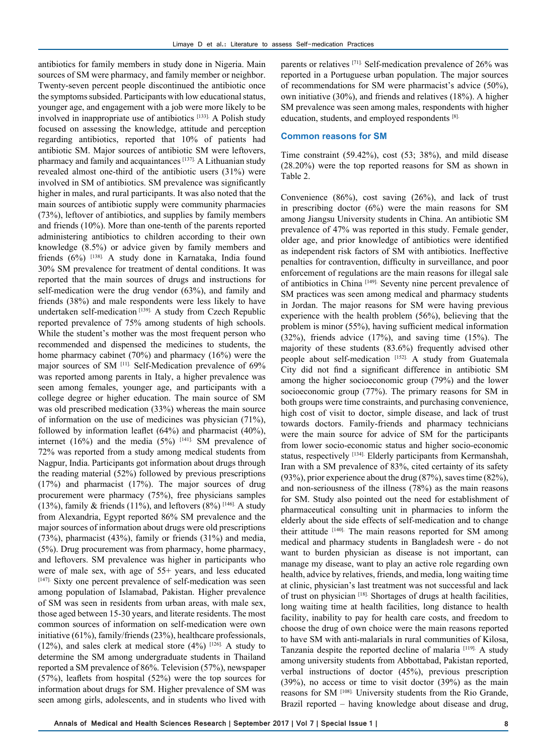antibiotics for family members in study done in Nigeria. Main sources of SM were pharmacy, and family member or neighbor. Twenty-seven percent people discontinued the antibiotic once the symptoms subsided. Participants with low educational status, younger age, and engagement with a job were more likely to be involved in inappropriate use of antibiotics [133]. A Polish study focused on assessing the knowledge, attitude and perception regarding antibiotics, reported that 10% of patients had antibiotic SM. Major sources of antibiotic SM were leftovers, pharmacy and family and acquaintances [137]. A Lithuanian study revealed almost one-third of the antibiotic users (31%) were involved in SM of antibiotics. SM prevalence was significantly higher in males, and rural participants. It was also noted that the main sources of antibiotic supply were community pharmacies (73%), leftover of antibiotics, and supplies by family members and friends (10%). More than one-tenth of the parents reported administering antibiotics to children according to their own knowledge (8.5%) or advice given by family members and friends (6%) [138]. A study done in Karnataka, India found 30% SM prevalence for treatment of dental conditions. It was reported that the main sources of drugs and instructions for self-medication were the drug vendor (63%), and family and friends (38%) and male respondents were less likely to have undertaken self-medication [139]. A study from Czech Republic reported prevalence of 75% among students of high schools. While the student's mother was the most frequent person who recommended and dispensed the medicines to students, the home pharmacy cabinet (70%) and pharmacy (16%) were the major sources of SM [11]. Self-Medication prevalence of 69% was reported among parents in Italy, a higher prevalence was seen among females, younger age, and participants with a college degree or higher education. The main source of SM was old prescribed medication (33%) whereas the main source of information on the use of medicines was physician (71%), followed by information leaflet (64%) and pharmacist (40%), internet (16%) and the media (5%) [141]. SM prevalence of 72% was reported from a study among medical students from Nagpur, India. Participants got information about drugs through the reading material (52%) followed by previous prescriptions (17%) and pharmacist (17%). The major sources of drug procurement were pharmacy (75%), free physicians samples (13%), family & friends (11%), and leftovers (8%) [146]. A study from Alexandria, Egypt reported 86% SM prevalence and the major sources of information about drugs were old prescriptions (73%), pharmacist (43%), family or friends (31%) and media, (5%). Drug procurement was from pharmacy, home pharmacy, and leftovers. SM prevalence was higher in participants who were of male sex, with age of 55+ years, and less educated [147]. Sixty one percent prevalence of self-medication was seen among population of Islamabad, Pakistan. Higher prevalence of SM was seen in residents from urban areas, with male sex, those aged between 15-30 years, and literate residents. The most common sources of information on self-medication were own initiative (61%), family/friends (23%), healthcare professionals, (12%), and sales clerk at medical store (4%) [126]. A study to determine the SM among undergraduate students in Thailand reported a SM prevalence of 86%. Television (57%), newspaper (57%), leaflets from hospital (52%) were the top sources for information about drugs for SM. Higher prevalence of SM was seen among girls, adolescents, and in students who lived with parents or relatives [71]. Self-medication prevalence of 26% was reported in a Portuguese urban population. The major sources of recommendations for SM were pharmacist's advice (50%), own initiative (30%), and friends and relatives (18%). A higher SM prevalence was seen among males, respondents with higher education, students, and employed respondents [8].

## Common reasons for SM

Time constraint (59.42%), cost (53; 38%), and mild disease (28.20%) were the top reported reasons for SM as shown in Table 2.

Convenience (86%), cost saving (26%), and lack of trust in prescribing doctor (6%) were the main reasons for SM among Jiangsu University students in China. An antibiotic SM prevalence of 47% was reported in this study. Female gender, older age, and prior knowledge of antibiotics were identified as independent risk factors of SM with antibiotics. Ineffective penalties for contravention, difficulty in surveillance, and poor enforcement of regulations are the main reasons for illegal sale of antibiotics in China [149]. Seventy nine percent prevalence of SM practices was seen among medical and pharmacy students in Jordan. The major reasons for SM were having previous experience with the health problem (56%), believing that the problem is minor (55%), having sufficient medical information (32%), friends advice (17%), and saving time (15%). The majority of these students (83.6%) frequently advised other people about self-medication [152]. A study from Guatemala City did not find a significant difference in antibiotic SM among the higher socioeconomic group (79%) and the lower socioeconomic group (77%). The primary reasons for SM in both groups were time constraints, and purchasing convenience, high cost of visit to doctor, simple disease, and lack of trust towards doctors. Family-friends and pharmacy technicians were the main source for advice of SM for the participants from lower socio-economic status and higher socio-economic status, respectively [134]. Elderly participants from Kermanshah, Iran with a SM prevalence of 83%, cited certainty of its safety (93%), prior experience about the drug (87%), saves time (82%), and non-seriousness of the illness (78%) as the main reasons for SM. Study also pointed out the need for establishment of pharmaceutical consulting unit in pharmacies to inform the elderly about the side effects of self-medication and to change their attitude [140]. The main reasons reported for SM among medical and pharmacy students in Bangladesh were - do not want to burden physician as disease is not important, can manage my disease, want to play an active role regarding own health, advice by relatives, friends, and media, long waiting time at clinic, physician's last treatment was not successful and lack of trust on physician [18]. Shortages of drugs at health facilities, long waiting time at health facilities, long distance to health facility, inability to pay for health care costs, and freedom to choose the drug of own choice were the main reasons reported to have SM with anti-malarials in rural communities of Kilosa, Tanzania despite the reported decline of malaria [119]. A study among university students from Abbottabad, Pakistan reported, verbal instructions of doctor (45%), previous prescription (39%), no access or time to visit doctor (39%) as the main reasons for SM [108]. University students from the Rio Grande, Brazil reported – having knowledge about disease and drug,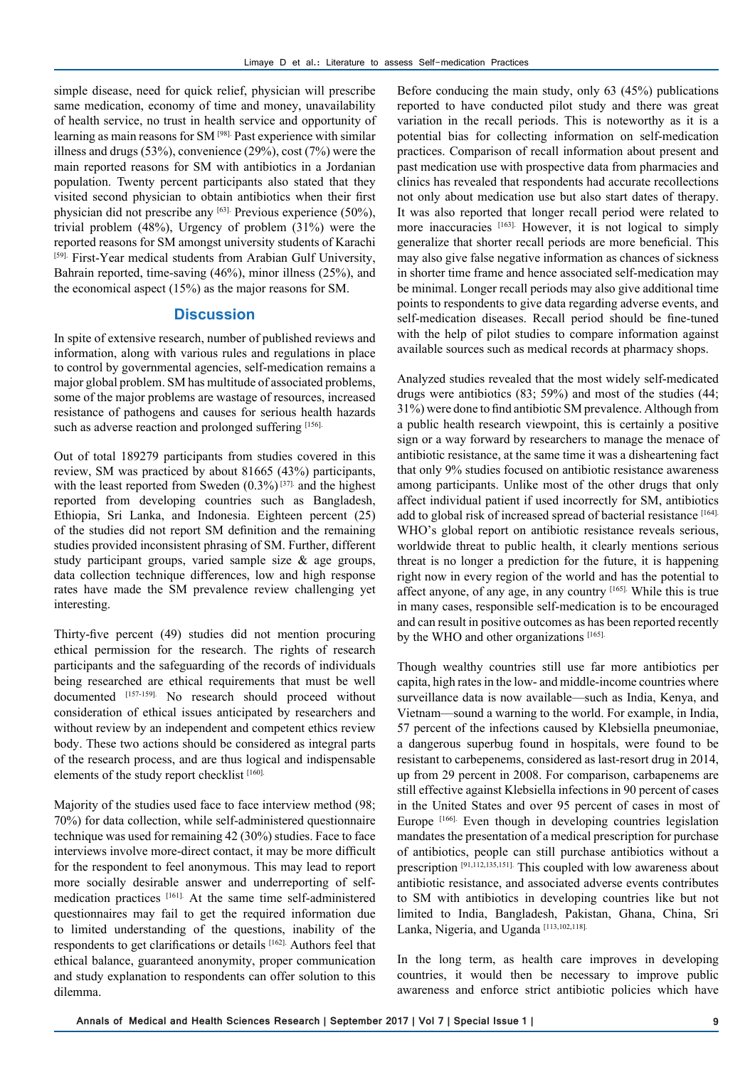simple disease, need for quick relief, physician will prescribe same medication, economy of time and money, unavailability of health service, no trust in health service and opportunity of learning as main reasons for SM [98]. Past experience with similar illness and drugs (53%), convenience (29%), cost (7%) were the main reported reasons for SM with antibiotics in a Jordanian population. Twenty percent participants also stated that they visited second physician to obtain antibiotics when their first physician did not prescribe any [63]. Previous experience (50%), trivial problem (48%), Urgency of problem (31%) were the reported reasons for SM amongst university students of Karachi [59]. First-Year medical students from Arabian Gulf University, Bahrain reported, time-saving (46%), minor illness (25%), and the economical aspect (15%) as the major reasons for SM.

## Discussion

In spite of extensive research, number of published reviews and information, along with various rules and regulations in place to control by governmental agencies, self-medication remains a major global problem. SM has multitude of associated problems, some of the major problems are wastage of resources, increased resistance of pathogens and causes for serious health hazards such as adverse reaction and prolonged suffering [156].

Out of total 189279 participants from studies covered in this review, SM was practiced by about 81665 (43%) participants, with the least reported from Sweden (0.3%) [37] and the highest reported from developing countries such as Bangladesh, Ethiopia, Sri Lanka, and Indonesia. Eighteen percent (25) of the studies did not report SM definition and the remaining studies provided inconsistent phrasing of SM. Further, different study participant groups, varied sample size & age groups, data collection technique differences, low and high response rates have made the SM prevalence review challenging yet interesting.

Thirty-five percent (49) studies did not mention procuring ethical permission for the research. The rights of research participants and the safeguarding of the records of individuals being researched are ethical requirements that must be well documented [157-159]. No research should proceed without consideration of ethical issues anticipated by researchers and without review by an independent and competent ethics review body. These two actions should be considered as integral parts of the research process, and are thus logical and indispensable elements of the study report checklist [160].

Majority of the studies used face to face interview method (98; 70%) for data collection, while self-administered questionnaire technique was used for remaining 42 (30%) studies. Face to face interviews involve more-direct contact, it may be more difficult for the respondent to feel anonymous. This may lead to report more socially desirable answer and underreporting of self-medication practices [161]. At the same time self-administered questionnaires may fail to get the required information due to limited understanding of the questions, inability of the respondents to get clarifications or details [162]. Authors feel that ethical balance, guaranteed anonymity, proper communication and study explanation to respondents can offer solution to this dilemma.

Before conducing the main study, only 63 (45%) publications reported to have conducted pilot study and there was great variation in the recall periods. This is noteworthy as it is a potential bias for collecting information on self-medication practices. Comparison of recall information about present and past medication use with prospective data from pharmacies and clinics has revealed that respondents had accurate recollections not only about medication use but also start dates of therapy. It was also reported that longer recall period were related to more inaccuracies [163]. However, it is not logical to simply generalize that shorter recall periods are more beneficial. This may also give false negative information as chances of sickness in shorter time frame and hence associated self-medication may be minimal. Longer recall periods may also give additional time points to respondents to give data regarding adverse events, and self-medication diseases. Recall period should be fine-tuned with the help of pilot studies to compare information against available sources such as medical records at pharmacy shops.

Analyzed studies revealed that the most widely self-medicated drugs were antibiotics (83; 59%) and most of the studies (44; 31%) were done to find antibiotic SM prevalence. Although from a public health research viewpoint, this is certainly a positive sign or a way forward by researchers to manage the menace of antibiotic resistance, at the same time it was a disheartening fact that only 9% studies focused on antibiotic resistance awareness among participants. Unlike most of the other drugs that only affect individual patient if used incorrectly for SM, antibiotics add to global risk of increased spread of bacterial resistance [164]. WHO's global report on antibiotic resistance reveals serious, worldwide threat to public health, it clearly mentions serious threat is no longer a prediction for the future, it is happening right now in every region of the world and has the potential to affect anyone, of any age, in any country [165]. While this is true in many cases, responsible self-medication is to be encouraged and can result in positive outcomes as has been reported recently by the WHO and other organizations [165].

Though wealthy countries still use far more antibiotics per capita, high rates in the low- and middle-income countries where surveillance data is now available—such as India, Kenya, and Vietnam—sound a warning to the world. For example, in India, 57 percent of the infections caused by Klebsiella pneumoniae, a dangerous superbug found in hospitals, were found to be resistant to carbepenems, considered as last-resort drug in 2014, up from 29 percent in 2008. For comparison, carbapenems are still effective against Klebsiella infections in 90 percent of cases in the United States and over 95 percent of cases in most of Europe [166]. Even though in developing countries legislation mandates the presentation of a medical prescription for purchase of antibiotics, people can still purchase antibiotics without a prescription [91,112,135,151]. This coupled with low awareness about antibiotic resistance, and associated adverse events contributes to SM with antibiotics in developing countries like but not limited to India, Bangladesh, Pakistan, Ghana, China, Sri Lanka, Nigeria, and Uganda [113,102,118].

In the long term, as health care improves in developing countries, it would then be necessary to improve public awareness and enforce strict antibiotic policies which have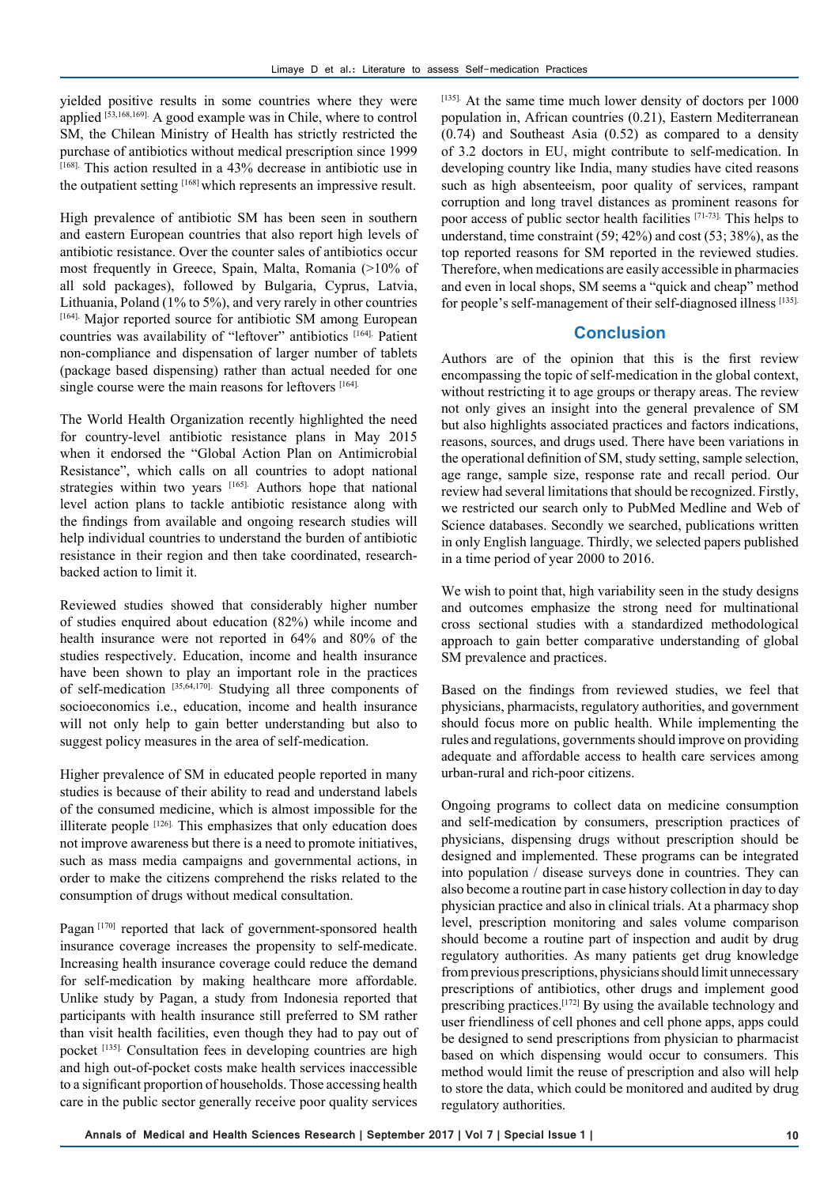yielded positive results in some countries where they were applied [53,168,169]. A good example was in Chile, where to control SM, the Chilean Ministry of Health has strictly restricted the purchase of antibiotics without medical prescription since 1999 [168]. This action resulted in a 43% decrease in antibiotic use in the outpatient setting [168] which represents an impressive result.

High prevalence of antibiotic SM has been seen in southern and eastern European countries that also report high levels of antibiotic resistance. Over the counter sales of antibiotics occur most frequently in Greece, Spain, Malta, Romania (>10% of all sold packages), followed by Bulgaria, Cyprus, Latvia, Lithuania, Poland (1% to 5%), and very rarely in other countries [164]. Major reported source for antibiotic SM among European countries was availability of "leftover" antibiotics [164]. Patient non-compliance and dispensation of larger number of tablets (package based dispensing) rather than actual needed for one single course were the main reasons for leftovers [164].

The World Health Organization recently highlighted the need for country-level antibiotic resistance plans in May 2015 when it endorsed the "Global Action Plan on Antimicrobial Resistance", which calls on all countries to adopt national strategies within two years [165]. Authors hope that national level action plans to tackle antibiotic resistance along with the findings from available and ongoing research studies will help individual countries to understand the burden of antibiotic resistance in their region and then take coordinated, research-backed action to limit it.

Reviewed studies showed that considerably higher number of studies enquired about education (82%) while income and health insurance were not reported in 64% and 80% of the studies respectively. Education, income and health insurance have been shown to play an important role in the practices of self-medication [35,64,170]. Studying all three components of socioeconomics i.e., education, income and health insurance will not only help to gain better understanding but also to suggest policy measures in the area of self-medication.

Higher prevalence of SM in educated people reported in many studies is because of their ability to read and understand labels of the consumed medicine, which is almost impossible for the illiterate people [126]. This emphasizes that only education does not improve awareness but there is a need to promote initiatives, such as mass media campaigns and governmental actions, in order to make the citizens comprehend the risks related to the consumption of drugs without medical consultation.

Pagan [170] reported that lack of government-sponsored health insurance coverage increases the propensity to self-medicate. Increasing health insurance coverage could reduce the demand for self-medication by making healthcare more affordable. Unlike study by Pagan, a study from Indonesia reported that participants with health insurance still preferred to SM rather than visit health facilities, even though they had to pay out of pocket [135]. Consultation fees in developing countries are high and high out-of-pocket costs make health services inaccessible to a significant proportion of households. Those accessing health care in the public sector generally receive poor quality services [135]. At the same time much lower density of doctors per 1000 population in, African countries (0.21), Eastern Mediterranean (0.74) and Southeast Asia (0.52) as compared to a density of 3.2 doctors in EU, might contribute to self-medication. In developing country like India, many studies have cited reasons such as high absenteeism, poor quality of services, rampant corruption and long travel distances as prominent reasons for poor access of public sector health facilities [71-73]. This helps to understand, time constraint (59; 42%) and cost (53; 38%), as the top reported reasons for SM reported in the reviewed studies. Therefore, when medications are easily accessible in pharmacies and even in local shops, SM seems a "quick and cheap" method for people's self-management of their self-diagnosed illness [135].

## Conclusion

Authors are of the opinion that this is the first review encompassing the topic of self-medication in the global context, without restricting it to age groups or therapy areas. The review not only gives an insight into the general prevalence of SM but also highlights associated practices and factors indications, reasons, sources, and drugs used. There have been variations in the operational definition of SM, study setting, sample selection, age range, sample size, response rate and recall period. Our review had several limitations that should be recognized. Firstly, we restricted our search only to PubMed Medline and Web of Science databases. Secondly we searched, publications written in only English language. Thirdly, we selected papers published in a time period of year 2000 to 2016.

We wish to point that, high variability seen in the study designs and outcomes emphasize the strong need for multinational cross sectional studies with a standardized methodological approach to gain better comparative understanding of global SM prevalence and practices.

Based on the findings from reviewed studies, we feel that physicians, pharmacists, regulatory authorities, and government should focus more on public health. While implementing the rules and regulations, governments should improve on providing adequate and affordable access to health care services among urban-rural and rich-poor citizens.

Ongoing programs to collect data on medicine consumption and self-medication by consumers, prescription practices of physicians, dispensing drugs without prescription should be designed and implemented. These programs can be integrated into population / disease surveys done in countries. They can also become a routine part in case history collection in day to day physician practice and also in clinical trials. At a pharmacy shop level, prescription monitoring and sales volume comparison should become a routine part of inspection and audit by drug regulatory authorities. As many patients get drug knowledge from previous prescriptions, physicians should limit unnecessary prescriptions of antibiotics, other drugs and implement good prescribing practices.[172] By using the available technology and user friendliness of cell phones and cell phone apps, apps could be designed to send prescriptions from physician to pharmacist based on which dispensing would occur to consumers. This method would limit the reuse of prescription and also will help to store the data, which could be monitored and audited by drug regulatory authorities.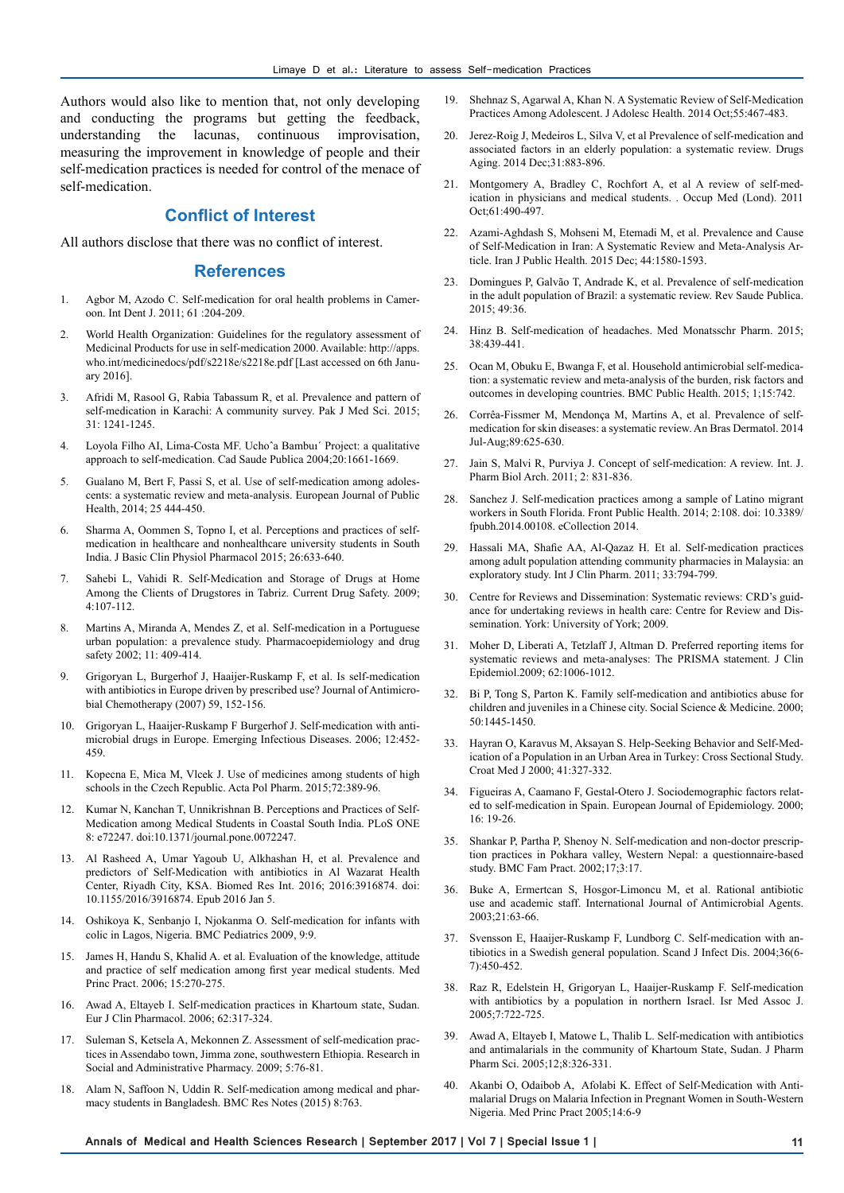Authors would also like to mention that, not only developing and conducting the programs but getting the feedback, understanding the lacunas, continuous improvisation, measuring the improvement in knowledge of people and their self-medication practices is needed for control of the menace of self-medication.

## Conflict of Interest

All authors disclose that there was no conflict of interest.

## References

1. Agbor M, Azodo C. Self-medication for oral health problems in Cameroon. Int Dent J. 2011; 61 :204-209.
2. World Health Organization: Guidelines for the regulatory assessment of Medicinal Products for use in self-medication 2000. Available: http://apps.who.int/medicinedocs/pdf/s2218e/s2218e.pdf [Last accessed on 6th January 2016].
3. Afridi M, Rasool G, Rabia Tabassum R, et al. Prevalence and pattern of self-medication in Karachi: A community survey. Pak J Med Sci. 2015; 31: 1241-1245.
4. Loyola Filho AI, Lima-Costa MF. Uchoˆa Bambui´ Project: a qualitative approach to self-medication. Cad Saude Publica 2004;20:1661-1669.
5. Gualano M, Bert F, Passi S, et al. Use of self-medication among adolescents: a systematic review and meta-analysis. European Journal of Public Health, 2014; 25 444-450.
6. Sharma A, Oommen S, Topno I, et al. Perceptions and practices of self-medication in healthcare and nonhealthcare university students in South India. J Basic Clin Physiol Pharmacol 2015; 26:633-640.
7. Sahebi L, Vahidi R. Self-Medication and Storage of Drugs at Home Among the Clients of Drugstores in Tabriz. Current Drug Safety. 2009; 4:107-112.
8. Martins A, Miranda A, Mendes Z, et al. Self-medication in a Portuguese urban population: a prevalence study. Pharmacoepidemiology and drug safety 2002; 11: 409-414.
9. Grigoryan L, Burgerhof J, Haaijer-Ruskamp F, et al. Is self-medication with antibiotics in Europe driven by prescribed use? Journal of Antimicrobial Chemotherapy (2007) 59, 152-156.
10. Grigoryan L, Haaijer-Ruskamp F Burgerhof J. Self-medication with antimicrobial drugs in Europe. Emerging Infectious Diseases. 2006; 12:452-459.
11. Kopecna E, Mica M, Vlcek J. Use of medicines among students of high schools in the Czech Republic. Acta Pol Pharm. 2015;72:389-96.
12. Kumar N, Kanchan T, Unnikrishnan B. Perceptions and Practices of Self-Medication among Medical Students in Coastal South India. PLoS ONE 8: e72247. doi:10.1371/journal.pone.0072247.
13. Al Rasheed A, Umar Yagoub U, Alkhashan H, et al. Prevalence and predictors of Self-Medication with antibiotics in Al Wazarat Health Center, Riyadh City, KSA. Biomed Res Int. 2016; 2016:3916874. doi: 10.1155/2016/3916874. Epub 2016 Jan 5.
14. Oshikoya K, Senbanjo I, Njokanma O. Self-medication for infants with colic in Lagos, Nigeria. BMC Pediatrics 2009, 9:9.
15. James H, Handu S, Khalid A. et al. Evaluation of the knowledge, attitude and practice of self medication among first year medical students. Med Princ Pract. 2006; 15:270-275.
16. Awad A, Eltayeb I. Self-medication practices in Khartoum state, Sudan. Eur J Clin Pharmacol. 2006; 62:317-324.
17. Suleman S, Ketsela A, Mekonnen Z. Assessment of self-medication practices in Assendabo town, Jimma zone, southwestern Ethiopia. Research in Social and Administrative Pharmacy. 2009; 5:76-81.
18. Alam N, Saffoon N, Uddin R. Self-medication among medical and pharmacy students in Bangladesh. BMC Res Notes (2015) 8:763.
19. Shehnaz S, Agarwal A, Khan N. A Systematic Review of Self-Medication Practices Among Adolescent. J Adolesc Health. 2014 Oct;55:467-483.
20. Jerez-Roig J, Medeiros L, Silva V, et al Prevalence of self-medication and associated factors in an elderly population: a systematic review. Drugs Aging. 2014 Dec;31:883-896.
21. Montgomery A, Bradley C, Rochfort A, et al A review of self-medication in physicians and medical students. . Occup Med (Lond). 2011 Oct;61:490-497.
22. Azami-Aghdash S, Mohseni M, Etemadi M, et al. Prevalence and Cause of Self-Medication in Iran: A Systematic Review and Meta-Analysis Article. Iran J Public Health. 2015 Dec; 44:1580-1593.
23. Domingues P, Galvão T, Andrade K, et al. Prevalence of self-medication in the adult population of Brazil: a systematic review. Rev Saude Publica. 2015; 49:36.
24. Hinz B. Self-medication of headaches. Med Monatsschr Pharm. 2015; 38:439-441.
25. Ocan M, Obuku E, Bwanga F, et al. Household antimicrobial self-medication: a systematic review and meta-analysis of the burden, risk factors and outcomes in developing countries. BMC Public Health. 2015; 1;15:742.
26. Corrêa-Fissmer M, Mendonça M, Martins A, et al. Prevalence of self-medication for skin diseases: a systematic review. An Bras Dermatol. 2014 Jul-Aug;89:625-630.
27. Jain S, Malvi R, Purviya J. Concept of self-medication: A review. Int. J. Pharm Biol Arch. 2011; 2: 831-836.
28. Sanchez J. Self-medication practices among a sample of Latino migrant workers in South Florida. Front Public Health. 2014; 2:108. doi: 10.3389/fpubh.2014.00108. eCollection 2014.
29. Hassali MA, Shafie AA, Al-Qazaz H. Et al. Self-medication practices among adult population attending community pharmacies in Malaysia: an exploratory study. Int J Clin Pharm. 2011; 33:794-799.
30. Centre for Reviews and Dissemination: Systematic reviews: CRD's guidance for undertaking reviews in health care: Centre for Review and Dissemination. York: University of York; 2009.
31. Moher D, Liberati A, Tetzlaff J, Altman D. Preferred reporting items for systematic reviews and meta-analyses: The PRISMA statement. J Clin Epidemiol.2009; 62:1006-1012.
32. Bi P, Tong S, Parton K. Family self-medication and antibiotics abuse for children and juveniles in a Chinese city. Social Science & Medicine. 2000; 50:1445-1450.
33. Hayran O, Karavus M, Aksayan S. Help-Seeking Behavior and Self-Medication of a Population in an Urban Area in Turkey: Cross Sectional Study. Croat Med J 2000; 41:327-332.
34. Figueiras A, Caamano F, Gestal-Otero J. Sociodemographic factors related to self-medication in Spain. European Journal of Epidemiology. 2000; 16: 19-26.
35. Shankar P, Partha P, Shenoy N. Self-medication and non-doctor prescription practices in Pokhara valley, Western Nepal: a questionnaire-based study. BMC Fam Pract. 2002;17;3:17.
36. Buke A, Ermertcan S, Hosgor-Limoncu M, et al. Rational antibiotic use and academic staff. International Journal of Antimicrobial Agents. 2003;21:63-66.
37. Svensson E, Haaijer-Ruskamp F, Lundborg C. Self-medication with antibiotics in a Swedish general population. Scand J Infect Dis. 2004;36(6-7):450-452.
38. Raz R, Edelstein H, Grigoryan L, Haaijer-Ruskamp F. Self-medication with antibiotics by a population in northern Israel. Isr Med Assoc J. 2005;7:722-725.
39. Awad A, Eltayeb I, Matowe L, Thalib L. Self-medication with antibiotics and antimalarials in the community of Khartoum State, Sudan. J Pharm Pharm Sci. 2005;12;8:326-331.
40. Akanbi O, Odaibob A, Afolabi K. Effect of Self-Medication with Antimalarial Drugs on Malaria Infection in Pregnant Women in South-Western Nigeria. Med Princ Pract 2005;14:6-9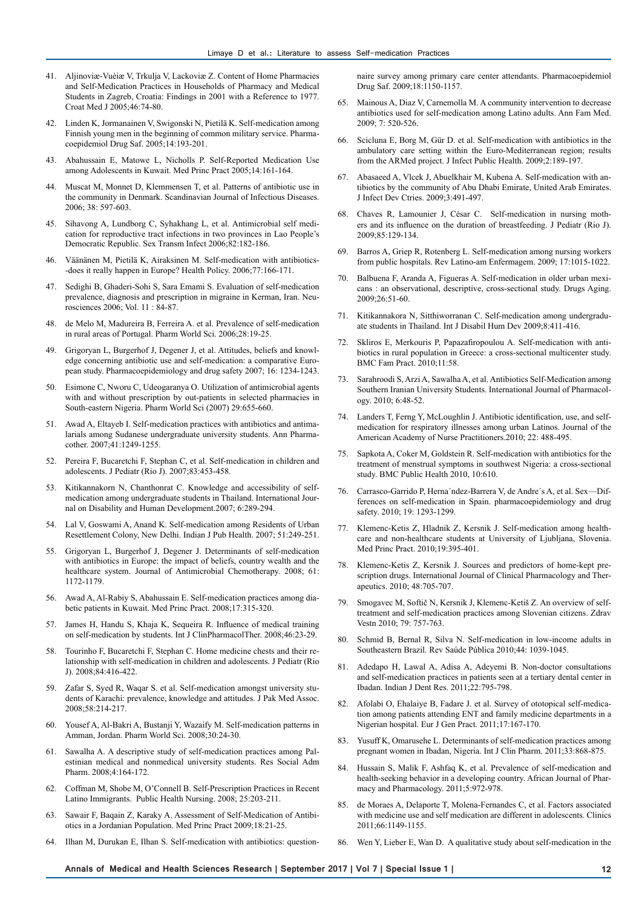41. Aljinoviæ-Vuèiæ V, Trkulja V, Lackoviæ Z. Content of Home Pharmacies and Self-Medication Practices in Households of Pharmacy and Medical Students in Zagreb, Croatia: Findings in 2001 with a Reference to 1977. Croat Med J 2005;46:74-80.

42. Linden K, Jormanainen V, Swigonski N, Pietilä K. Self-medication among Finnish young men in the beginning of common military service. Pharmacoepidemiol Drug Saf. 2005;14:193-201.

43. Abahussain E, Matowe L, Nicholls P. Self-Reported Medication Use among Adolescents in Kuwait. Med Princ Pract 2005;14:161-164.

44. Muscat M, Monnet D, Klemmensen T, et al. Patterns of antibiotic use in the community in Denmark. Scandinavian Journal of Infectious Diseases. 2006; 38: 597-603.

45. Sihavong A, Lundborg C, Syhakhang L, et al. Antimicrobial self medication for reproductive tract infections in two provinces in Lao People's Democratic Republic. Sex Transm Infect 2006;82:182-186.

46. Väänänen M, Pietilä K, Airaksinen M. Self-medication with antibiotics--does it really happen in Europe? Health Policy. 2006;77:166-171.

47. Sedighi B, Ghaderi-Sohi S, Sara Emami S. Evaluation of self-medication prevalence, diagnosis and prescription in migraine in Kerman, Iran. Neurosciences 2006; Vol. 11 : 84-87.

48. de Melo M, Madureira B, Ferreira A. et al. Prevalence of self-medication in rural areas of Portugal. Pharm World Sci. 2006;28:19-25.

49. Grigoryan L, Burgerhof J, Degener J, et al. Attitudes, beliefs and knowledge concerning antibiotic use and self-medication: a comparative European study. Pharmacoepidemiology and drug safety 2007; 16: 1234-1243.

50. Esimone C, Nworu C, Udeogaranya O. Utilization of antimicrobial agents with and without prescription by out-patients in selected pharmacies in South-eastern Nigeria. Pharm World Sci (2007) 29:655-660.

51. Awad A, Eltayeb I. Self-medication practices with antibiotics and antimalarials among Sudanese undergraduate university students. Ann Pharmacother. 2007;41:1249-1255.

52. Pereira F, Bucaretchi F, Stephan C, et al. Self-medication in children and adolescents. J Pediatr (Rio J). 2007;83:453-458.

53. Kitikannakorn N, Chanthonrat C. Knowledge and accessibility of self-medication among undergraduate students in Thailand. International Journal on Disability and Human Development.2007; 6:289-294.

54. Lal V, Goswami A, Anand K. Self-medication among Residents of Urban Resettlement Colony, New Delhi. Indian J Pub Health. 2007; 51:249-251.

55. Grigoryan L, Burgerhof J, Degener J. Determinants of self-medication with antibiotics in Europe: the impact of beliefs, country wealth and the healthcare system. Journal of Antimicrobial Chemotherapy. 2008; 61: 1172-1179.

56. Awad A, Al-Rabiy S, Abahussain E. Self-medication practices among diabetic patients in Kuwait. Med Princ Pract. 2008;17:315-320.

57. James H, Handu S, Khaja K, Sequeira R. Influence of medical training on self-medication by students. Int J ClinPharmacolTher. 2008;46:23-29.

58. Tourinho F, Bucaretchi F, Stephan C. Home medicine chests and their relationship with self-medication in children and adolescents. J Pediatr (Rio J). 2008;84:416-422.

59. Zafar S, Syed R, Waqar S. et al. Self-medication amongst university students of Karachi: prevalence, knowledge and attitudes. J Pak Med Assoc. 2008;58:214-217.

60. Yousef A, Al-Bakri A, Bustanji Y, Wazaify M. Self-medication patterns in Amman, Jordan. Pharm World Sci. 2008;30:24-30.

61. Sawalha A. A descriptive study of self-medication practices among Palestinian medical and nonmedical university students. Res Social Adm Pharm. 2008;4:164-172.

62. Coffman M, Shobe M, O'Connell B. Self-Prescription Practices in Recent Latino Immigrants. Public Health Nursing. 2008; 25:203-211.

63. Sawair F, Baqain Z, Karaky A. Assessment of Self-Medication of Antibiotics in a Jordanian Population. Med Princ Pract 2009;18:21-25.

64. Ilhan M, Durukan E, Ilhan S. Self-medication with antibiotics: questionnaire survey among primary care center attendants. Pharmacoepidemiol Drug Saf. 2009;18:1150-1157.

65. Mainous A, Diaz V, Carnemolla M. A community intervention to decrease antibiotics used for self-medication among Latino adults. Ann Fam Med. 2009; 7: 520-526.

66. Scicluna E, Borg M, Gür D. et al. Self-medication with antibiotics in the ambulatory care setting within the Euro-Mediterranean region; results from the ARMed project. J Infect Public Health. 2009;2:189-197.

67. Abasaeed A, Vlcek J, Abuelkhair M, Kubena A. Self-medication with antibiotics by the community of Abu Dhabi Emirate, United Arab Emirates. J Infect Dev Ctries. 2009;3:491-497.

68. Chaves R, Lamounier J, César C. Self-medication in nursing mothers and its influence on the duration of breastfeeding. J Pediatr (Rio J). 2009;85:129-134.

69. Barros A, Griep R, Rotenberg L. Self-medication among nursing workers from public hospitals. Rev Latino-am Enfermagem. 2009; 17:1015-1022.

70. Balbuena F, Aranda A, Figueras A. Self-medication in older urban mexicans : an observational, descriptive, cross-sectional study. Drugs Aging. 2009;26:51-60.

71. Kitikannakora N, Sitthiworranan C. Self-medication among undergraduate students in Thailand. Int J Disabil Hum Dev 2009;8:411-416.

72. Skliros E, Merkouris P, Papazafiropoulou A. Self-medication with antibiotics in rural population in Greece: a cross-sectional multicenter study. BMC Fam Pract. 2010;11:58.

73. Sarahroodi S, Arzi A, Sawalha A, et al. Antibiotics Self-Medication among Southern Iranian University Students. International Journal of Pharmacology. 2010; 6:48-52.

74. Landers T, Ferng Y, McLoughlin J. Antibiotic identification, use, and self-medication for respiratory illnesses among urban Latinos. Journal of the American Academy of Nurse Practitioners.2010; 22: 488-495.

75. Sapkota A, Coker M, Goldstein R. Self-medication with antibiotics for the treatment of menstrual symptoms in southwest Nigeria: a cross-sectional study. BMC Public Health 2010, 10:610.

76. Carrasco-Garrido P, Herna´ndez-Barrera V, de Andre´s A, et al. Sex—Differences on self-medication in Spain. pharmacoepidemiology and drug safety. 2010; 19: 1293-1299.

77. Klemenc-Ketis Z, Hladnik Z, Kersnik J. Self-medication among healthcare and non-healthcare students at University of Ljubljana, Slovenia. Med Princ Pract. 2010;19:395-401.

78. Klemenc-Ketis Z, Kersnik J. Sources and predictors of home-kept prescription drugs. International Journal of Clinical Pharmacology and Therapeutics. 2010; 48:705-707.

79. Smogavec M, Softič N, Kersnik J, Klemenc-Ketiš Z. An overview of self-treatment and self-medication practices among Slovenian citizens. Zdrav Vestn 2010; 79: 757-763.

80. Schmid B, Bernal R, Silva N. Self-medication in low-income adults in Southeastern Brazil. Rev Saúde Pública 2010;44: 1039-1045.

81. Adedapo H, Lawal A, Adisa A, Adeyemi B. Non-doctor consultations and self-medication practices in patients seen at a tertiary dental center in Ibadan. Indian J Dent Res. 2011;22:795-798.

82. Afolabi O, Ehalaiye B, Fadare J. et al. Survey of ototopical self-medication among patients attending ENT and family medicine departments in a Nigerian hospital. Eur J Gen Pract. 2011;17:167-170.

83. Yusuff K, Omarusehe L. Determinants of self-medication practices among pregnant women in Ibadan, Nigeria. Int J Clin Pharm. 2011;33:868-875.

84. Hussain S, Malik F, Ashfaq K, et al. Prevalence of self-medication and health-seeking behavior in a developing country. African Journal of Pharmacy and Pharmacology. 2011;5:972-978.

85. de Moraes A, Delaporte T, Molena-Fernandes C, et al. Factors associated with medicine use and self medication are different in adolescents. Clinics 2011;66:1149-1155.

86. Wen Y, Lieber E, Wan D. A qualitative study about self-medication in the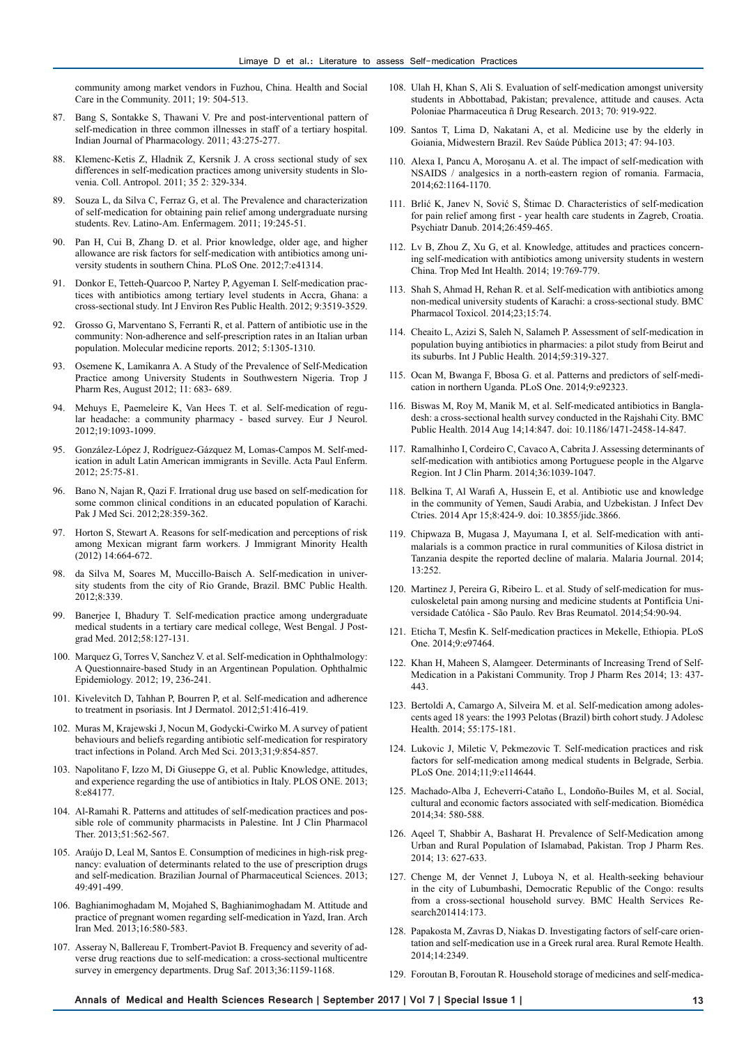community among market vendors in Fuzhou, China. Health and Social Care in the Community. 2011; 19: 504-513.

87. Bang S, Sontakke S, Thawani V. Pre and post-interventional pattern of self-medication in three common illnesses in staff of a tertiary hospital. Indian Journal of Pharmacology. 2011; 43:275-277.

88. Klemenc-Ketis Z, Hladnik Z, Kersnik J. A cross sectional study of sex differences in self-medication practices among university students in Slovenia. Coll. Antropol. 2011; 35 2: 329-334.

89. Souza L, da Silva C, Ferraz G, et al. The Prevalence and characterization of self-medication for obtaining pain relief among undergraduate nursing students. Rev. Latino-Am. Enfermagem. 2011; 19:245-51.

90. Pan H, Cui B, Zhang D. et al. Prior knowledge, older age, and higher allowance are risk factors for self-medication with antibiotics among university students in southern China. PLoS One. 2012;7:e41314.

91. Donkor E, Tetteh-Quarcoo P, Nartey P, Agyeman I. Self-medication practices with antibiotics among tertiary level students in Accra, Ghana: a cross-sectional study. Int J Environ Res Public Health. 2012; 9:3519-3529.

92. Grosso G, Marventano S, Ferranti R, et al. Pattern of antibiotic use in the community: Non-adherence and self-prescription rates in an Italian urban population. Molecular medicine reports. 2012; 5:1305-1310.

93. Osemene K, Lamikanra A. A Study of the Prevalence of Self-Medication Practice among University Students in Southwestern Nigeria. Trop J Pharm Res, August 2012; 11: 683- 689.

94. Mehuys E, Paemeleire K, Van Hees T. et al. Self-medication of regular headache: a community pharmacy - based survey. Eur J Neurol. 2012;19:1093-1099.

95. González-López J, Rodríguez-Gázquez M, Lomas-Campos M. Self-medication in adult Latin American immigrants in Seville. Acta Paul Enferm. 2012; 25:75-81.

96. Bano N, Najan R, Qazi F. Irrational drug use based on self-medication for some common clinical conditions in an educated population of Karachi. Pak J Med Sci. 2012;28:359-362.

97. Horton S, Stewart A. Reasons for self-medication and perceptions of risk among Mexican migrant farm workers. J Immigrant Minority Health (2012) 14:664-672.

98. da Silva M, Soares M, Muccillo-Baisch A. Self-medication in university students from the city of Rio Grande, Brazil. BMC Public Health. 2012;8:339.

99. Banerjee I, Bhadury T. Self-medication practice among undergraduate medical students in a tertiary care medical college, West Bengal. J Postgrad Med. 2012;58:127-131.

100. Marquez G, Torres V, Sanchez V. et al. Self-medication in Ophthalmology: A Questionnaire-based Study in an Argentinean Population. Ophthalmic Epidemiology. 2012; 19, 236-241.

101. Kivelevitch D, Tahhan P, Bourren P, et al. Self-medication and adherence to treatment in psoriasis. Int J Dermatol. 2012;51:416-419.

102. Muras M, Krajewski J, Nocun M, Godycki-Cwirko M. A survey of patient behaviours and beliefs regarding antibiotic self-medication for respiratory tract infections in Poland. Arch Med Sci. 2013;31;9:854-857.

103. Napolitano F, Izzo M, Di Giuseppe G, et al. Public Knowledge, attitudes, and experience regarding the use of antibiotics in Italy. PLOS ONE. 2013; 8:e84177.

104. Al-Ramahi R. Patterns and attitudes of self-medication practices and possible role of community pharmacists in Palestine. Int J Clin Pharmacol Ther. 2013;51:562-567.

105. Araújo D, Leal M, Santos E. Consumption of medicines in high-risk pregnancy: evaluation of determinants related to the use of prescription drugs and self-medication. Brazilian Journal of Pharmaceutical Sciences. 2013; 49:491-499.

106. Baghianimoghadam M, Mojahed S, Baghianimoghadam M. Attitude and practice of pregnant women regarding self-medication in Yazd, Iran. Arch Iran Med. 2013;16:580-583.

107. Asseray N, Ballereau F, Trombert-Paviot B. Frequency and severity of adverse drug reactions due to self-medication: a cross-sectional multicentre survey in emergency departments. Drug Saf. 2013;36:1159-1168.

108. Ulah H, Khan S, Ali S. Evaluation of self-medication amongst university students in Abbottabad, Pakistan; prevalence, attitude and causes. Acta Poloniae Pharmaceutica ñ Drug Research. 2013; 70: 919-922.

109. Santos T, Lima D, Nakatani A, et al. Medicine use by the elderly in Goiania, Midwestern Brazil. Rev Saúde Pública 2013; 47: 94-103.

110. Alexa I, Pancu A, Moroşanu A. et al. The impact of self-medication with NSAIDS / analgesics in a north-eastern region of romania. Farmacia, 2014;62:1164-1170.

111. Brlić K, Janev N, Sović S, Štimac D. Characteristics of self-medication for pain relief among first - year health care students in Zagreb, Croatia. Psychiatr Danub. 2014;26:459-465.

112. Lv B, Zhou Z, Xu G, et al. Knowledge, attitudes and practices concerning self-medication with antibiotics among university students in western China. Trop Med Int Health. 2014; 19:769-779.

113. Shah S, Ahmad H, Rehan R. et al. Self-medication with antibiotics among non-medical university students of Karachi: a cross-sectional study. BMC Pharmacol Toxicol. 2014;23;15:74.

114. Cheaito L, Azizi S, Saleh N, Salameh P. Assessment of self-medication in population buying antibiotics in pharmacies: a pilot study from Beirut and its suburbs. Int J Public Health. 2014;59:319-327.

115. Ocan M, Bwanga F, Bbosa G. et al. Patterns and predictors of self-medication in northern Uganda. PLoS One. 2014;9:e92323.

116. Biswas M, Roy M, Manik M, et al. Self-medicated antibiotics in Bangladesh: a cross-sectional health survey conducted in the Rajshahi City. BMC Public Health. 2014 Aug 14;14:847. doi: 10.1186/1471-2458-14-847.

117. Ramalhinho I, Cordeiro C, Cavaco A, Cabrita J. Assessing determinants of self-medication with antibiotics among Portuguese people in the Algarve Region. Int J Clin Pharm. 2014;36:1039-1047.

118. Belkina T, Al Warafi A, Hussein E, et al. Antibiotic use and knowledge in the community of Yemen, Saudi Arabia, and Uzbekistan. J Infect Dev Ctries. 2014 Apr 15;8:424-9. doi: 10.3855/jidc.3866.

119. Chipwaza B, Mugasa J, Mayumana I, et al. Self-medication with antimalarials is a common practice in rural communities of Kilosa district in Tanzania despite the reported decline of malaria. Malaria Journal. 2014; 13:252.

120. Martinez J, Pereira G, Ribeiro L. et al. Study of self-medication for musculoskeletal pain among nursing and medicine students at Pontifícia Universidade Católica - São Paulo. Rev Bras Reumatol. 2014;54:90-94.

121. Eticha T, Mesfin K. Self-medication practices in Mekelle, Ethiopia. PLoS One. 2014;9:e97464.

122. Khan H, Maheen S, Alamgeer. Determinants of Increasing Trend of Self-Medication in a Pakistani Community. Trop J Pharm Res 2014; 13: 437-443.

123. Bertoldi A, Camargo A, Silveira M. et al. Self-medication among adolescents aged 18 years: the 1993 Pelotas (Brazil) birth cohort study. J Adolesc Health. 2014; 55:175-181.

124. Lukovic J, Miletic V, Pekmezovic T. Self-medication practices and risk factors for self-medication among medical students in Belgrade, Serbia. PLoS One. 2014;11;9:e114644.

125. Machado-Alba J, Echeverri-Cataño L, Londoño-Builes M, et al. Social, cultural and economic factors associated with self-medication. Biomédica 2014;34: 580-588.

126. Aqeel T, Shabbir A, Basharat H. Prevalence of Self-Medication among Urban and Rural Population of Islamabad, Pakistan. Trop J Pharm Res. 2014; 13: 627-633.

127. Chenge M, der Vennet J, Luboya N, et al. Health-seeking behaviour in the city of Lubumbashi, Democratic Republic of the Congo: results from a cross-sectional household survey. BMC Health Services Research201414:173.

128. Papakosta M, Zavras D, Niakas D. Investigating factors of self-care orientation and self-medication use in a Greek rural area. Rural Remote Health. 2014;14:2349.

129. Foroutan B, Foroutan R. Household storage of medicines and self-medica-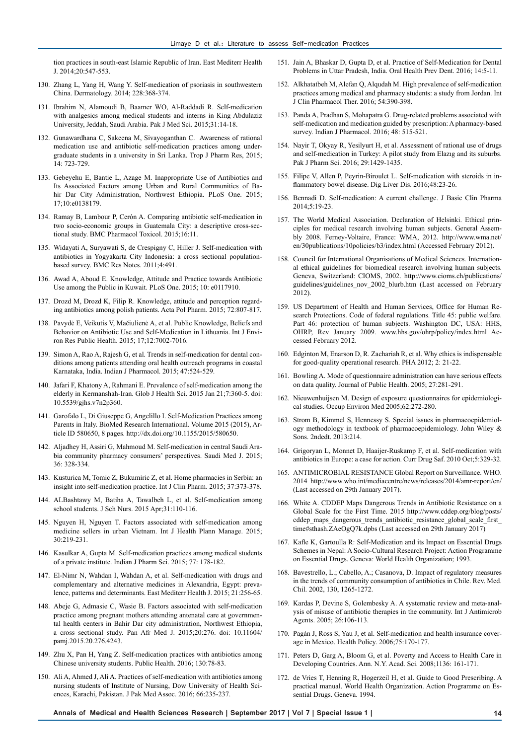tion practices in south-east Islamic Republic of Iran. East Mediterr Health J. 2014;20:547-553.

130. Zhang L, Yang H, Wang Y. Self-medication of psoriasis in southwestern China. Dermatology. 2014; 228:368-374.

131. Ibrahim N, Alamoudi B, Baamer WO, Al-Raddadi R. Self-medication with analgesics among medical students and interns in King Abdulaziz University, Jeddah, Saudi Arabia. Pak J Med Sci. 2015;31:14-18.

132. Gunawardhana C, Sakeena M, Sivayoganthan C. Awareness of rational medication use and antibiotic self-medication practices among undergraduate students in a university in Sri Lanka. Trop J Pharm Res, 2015; 14: 723-729.

133. Gebeyehu E, Bantie L, Azage M. Inappropriate Use of Antibiotics and Its Associated Factors among Urban and Rural Communities of Bahir Dar City Administration, Northwest Ethiopia. PLoS One. 2015; 17;10:e0138179.

134. Ramay B, Lambour P, Cerón A. Comparing antibiotic self-medication in two socio-economic groups in Guatemala City: a descriptive cross-sectional study. BMC Pharmacol Toxicol. 2015;16:11.

135. Widayati A, Suryawati S, de Crespigny C, Hiller J. Self-medication with antibiotics in Yogyakarta City Indonesia: a cross sectional population-based survey. BMC Res Notes. 2011;4:491.

136. Awad A, Aboud E. Knowledge, Attitude and Practice towards Antibiotic Use among the Public in Kuwait. PLoS One. 2015; 10: e0117910.

137. Drozd M, Drozd K, Filip R. Knowledge, attitude and perception regarding antibiotics among polish patients. Acta Pol Pharm. 2015; 72:807-817.

138. Pavydė E, Veikutis V, Mačiulienė A, et al. Public Knowledge, Beliefs and Behavior on Antibiotic Use and Self-Medication in Lithuania. Int J Environ Res Public Health. 2015; 17;12:7002-7016.

139. Simon A, Rao A, Rajesh G, et al. Trends in self-medication for dental conditions among patients attending oral health outreach programs in coastal Karnataka, India. Indian J Pharmacol. 2015; 47:524-529.

140. Jafari F, Khatony A, Rahmani E. Prevalence of self-medication among the elderly in Kermanshah-Iran. Glob J Health Sci. 2015 Jan 21;7:360-5. doi: 10.5539/gjhs.v7n2p360.

141. Garofalo L, Di Giuseppe G, Angelillo I. Self-Medication Practices among Parents in Italy. BioMed Research International. Volume 2015 (2015), Article ID 580650, 8 pages. http://dx.doi.org/10.1155/2015/580650.

142. Aljadhey H, Assiri G, Mahmoud M. Self-medication in central Saudi Arabia community pharmacy consumers' perspectives. Saudi Med J. 2015; 36: 328-334.

143. Kusturica M, Tomic Z, Bukumiric Z, et al. Home pharmacies in Serbia: an insight into self-medication practice. Int J Clin Pharm. 2015; 37:373-378.

144. ALBashtawy M, Batiha A, Tawalbeh L, et al. Self-medication among school students. J Sch Nurs. 2015 Apr;31:110-116.

145. Nguyen H, Nguyen T. Factors associated with self-medication among medicine sellers in urban Vietnam. Int J Health Plann Manage. 2015; 30:219-231.

146. Kasulkar A, Gupta M. Self-medication practices among medical students of a private institute. Indian J Pharm Sci. 2015; 77: 178-182.

147. El-Nimr N, Wahdan I, Wahdan A, et al. Self-medication with drugs and complementary and alternative medicines in Alexandria, Egypt: prevalence, patterns and determinants. East Mediterr Health J. 2015; 21:256-65.

148. Abeje G, Admasie C, Wasie B. Factors associated with self-medication practice among pregnant mothers attending antenatal care at governmental health centers in Bahir Dar city administration, Northwest Ethiopia, a cross sectional study. Pan Afr Med J. 2015;20:276. doi: 10.11604/pamj.2015.20.276.4243.

149. Zhu X, Pan H, Yang Z. Self-medication practices with antibiotics among Chinese university students. Public Health. 2016; 130:78-83.

150. Ali A, Ahmed J, Ali A. Practices of self-medication with antibiotics among nursing students of Institute of Nursing, Dow University of Health Sciences, Karachi, Pakistan. J Pak Med Assoc. 2016; 66:235-237.

151. Jain A, Bhaskar D, Gupta D, et al. Practice of Self-Medication for Dental Problems in Uttar Pradesh, India. Oral Health Prev Dent. 2016; 14:5-11.

152. Alkhatatbeh M, Alefan Q, Alqudah M. High prevalence of self-medication practices among medical and pharmacy students: a study from Jordan. Int J Clin Pharmacol Ther. 2016; 54:390-398.

153. Panda A, Pradhan S, Mohapatra G. Drug-related problems associated with self-medication and medication guided by prescription: A pharmacy-based survey. Indian J Pharmacol. 2016; 48: 515-521.

154. Nayir T, Okyay R, Yesilyurt H, et al. Assessment of rational use of drugs and self-medication in Turkey: A pilot study from Elazıg and its suburbs. Pak J Pharm Sci. 2016; 29:1429-1435.

155. Filipe V, Allen P, Peyrin-Biroulet L. Self-medication with steroids in inflammatory bowel disease. Dig Liver Dis. 2016;48:23-26.

156. Bennadi D. Self-medication: A current challenge. J Basic Clin Pharma 2014;5:19-23.

157. The World Medical Association. Declaration of Helsinki. Ethical principles for medical research involving human subjects. General Assembly 2008. Ferney-Voltaire, France: WMA, 2012. http://www.wma.net/en/30publications/10policies/b3/index.html (Accessed February 2012).

158. Council for International Organisations of Medical Sciences. International ethical guidelines for biomedical research involving human subjects. Geneva, Switzerland: CIOMS, 2002. http://www.cioms.ch/publications/guidelines/guidelines_nov_2002_blurb.htm (Last accessed on February 2012).

159. US Department of Health and Human Services, Office for Human Research Protections. Code of federal regulations. Title 45: public welfare. Part 46: protection of human subjects. Washington DC, USA: HHS, OHRP, Rev January 2009. www.hhs.gov/ohrp/policy/index.html Accessed February 2012.

160. Edginton M, Enarson D, R. Zachariah R, et al. Why ethics is indispensable for good-quality operational research. PHA 2012; 2: 21-22.

161. Bowling A. Mode of questionnaire administration can have serious effects on data quality. Journal of Public Health. 2005; 27:281-291.

162. Nieuwenhuijsen M. Design of exposure questionnaires for epidemiological studies. Occup Environ Med 2005;62:272-280.

163. Strom B, Kimmel S, Hennessy S. Special issues in pharmacoepidemiology methodology in textbook of pharmacoepidemiology. John Wiley & Sons. 2ndedt. 2013:214.

164. Grigoryan L, Monnet D, Haaijer-Ruskamp F, et al. Self-medication with antibiotics in Europe: a case for action. Curr Drug Saf. 2010 Oct;5:329-32.

165. ANTIMICROBIAL RESISTANCE Global Report on Surveillance. WHO. 2014 http://www.who.int/mediacentre/news/releases/2014/amr-report/en/ (Last accessed on 29th January 2017).

166. White A. CDDEP Maps Dangerous Trends in Antibiotic Resistance on a Global Scale for the First Time. 2015 http://www.cddep.org/blog/posts/cddep_maps_dangerous_trends_antibiotic_resistance_global_scale_first_time#sthash.ZAeOgQ7k.dpbs (Last accessed on 29th January 2017)

167. Kafle K, Gartoulla R: Self-Medication and its Impact on Essential Drugs Schemes in Nepal: A Socio-Cultural Research Project: Action Programme on Essential Drugs. Geneva: World Health Organization; 1993.

168. Bavestrello, L.; Cabello, A.; Casanova, D. Impact of regulatory measures in the trends of community consumption of antibiotics in Chile. Rev. Med. Chil. 2002, 130, 1265-1272.

169. Kardas P, Devine S, Golembesky A. A systematic review and meta-analysis of misuse of antibiotic therapies in the community. Int J Antimicrob Agents. 2005; 26:106-113.

170. Pagán J, Ross S, Yau J, et al. Self-medication and health insurance coverage in Mexico. Health Policy. 2006;75:170-177.

171. Peters D, Garg A, Bloom G, et al. Poverty and Access to Health Care in Developing Countries. Ann. N.Y. Acad. Sci. 2008;1136: 161-171.

172. de Vries T, Henning R, Hogerzeil H, et al. Guide to Good Prescribing. A practical manual. World Health Organization. Action Programme on Essential Drugs. Geneva. 1994.